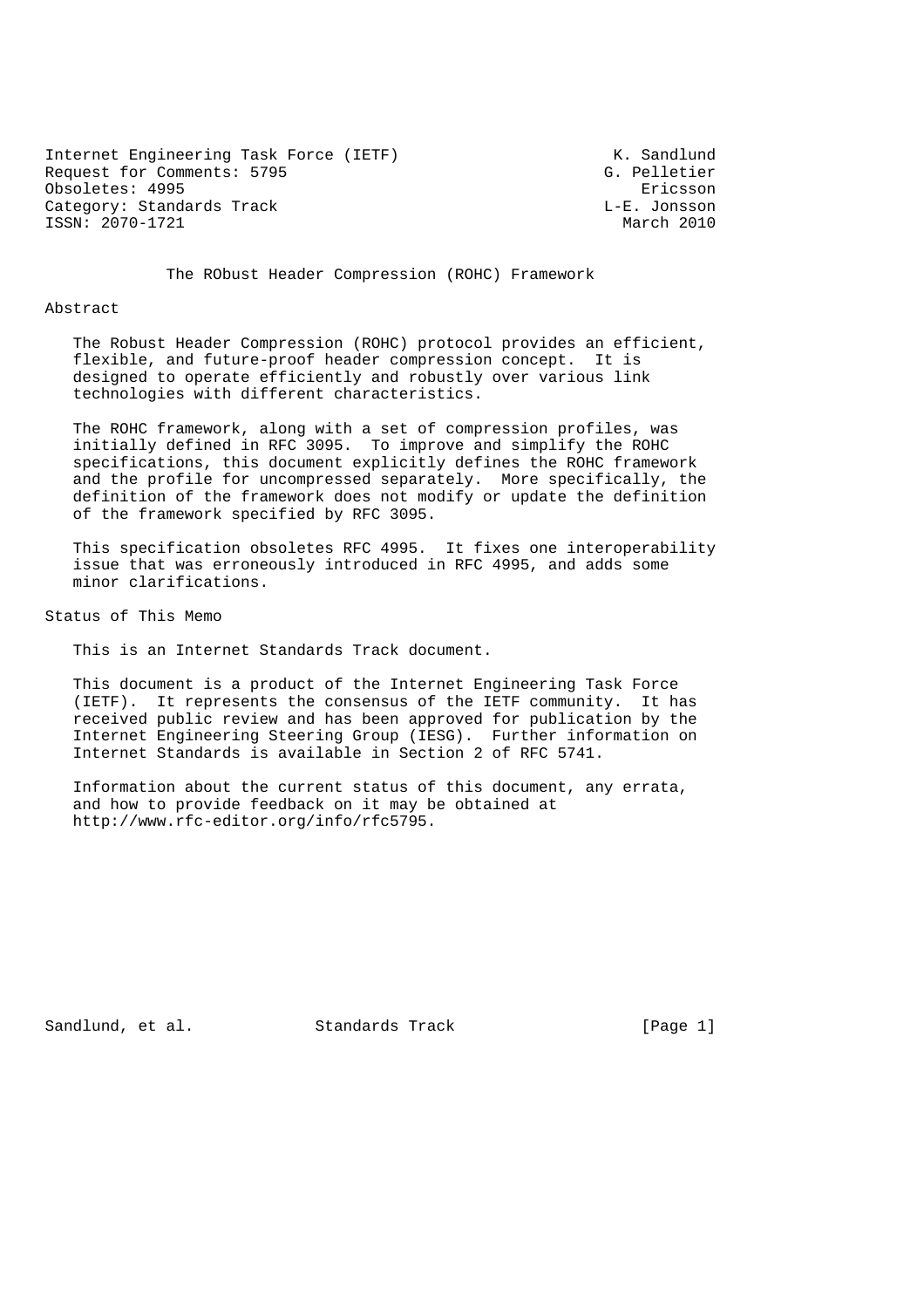Internet Engineering Task Force (IETF) K. Sandlund
Request for Comments: 5795 G. Pelletier
Obsoletes: 4995 Ericsson
Category: Standards Track L-E. Jonsson
ISSN: 2070-1721 March 2010

# The RObust Header Compression (ROHC) Framework

## Abstract

The Robust Header Compression (ROHC) protocol provides an efficient, flexible, and future-proof header compression concept. It is designed to operate efficiently and robustly over various link technologies with different characteristics.

The ROHC framework, along with a set of compression profiles, was initially defined in RFC 3095. To improve and simplify the ROHC specifications, this document explicitly defines the ROHC framework and the profile for uncompressed separately. More specifically, the definition of the framework does not modify or update the definition of the framework specified by RFC 3095.

This specification obsoletes RFC 4995. It fixes one interoperability issue that was erroneously introduced in RFC 4995, and adds some minor clarifications.

## Status of This Memo

This is an Internet Standards Track document.

This document is a product of the Internet Engineering Task Force (IETF). It represents the consensus of the IETF community. It has received public review and has been approved for publication by the Internet Engineering Steering Group (IESG). Further information on Internet Standards is available in Section 2 of RFC 5741.

Information about the current status of this document, any errata, and how to provide feedback on it may be obtained at http://www.rfc-editor.org/info/rfc5795.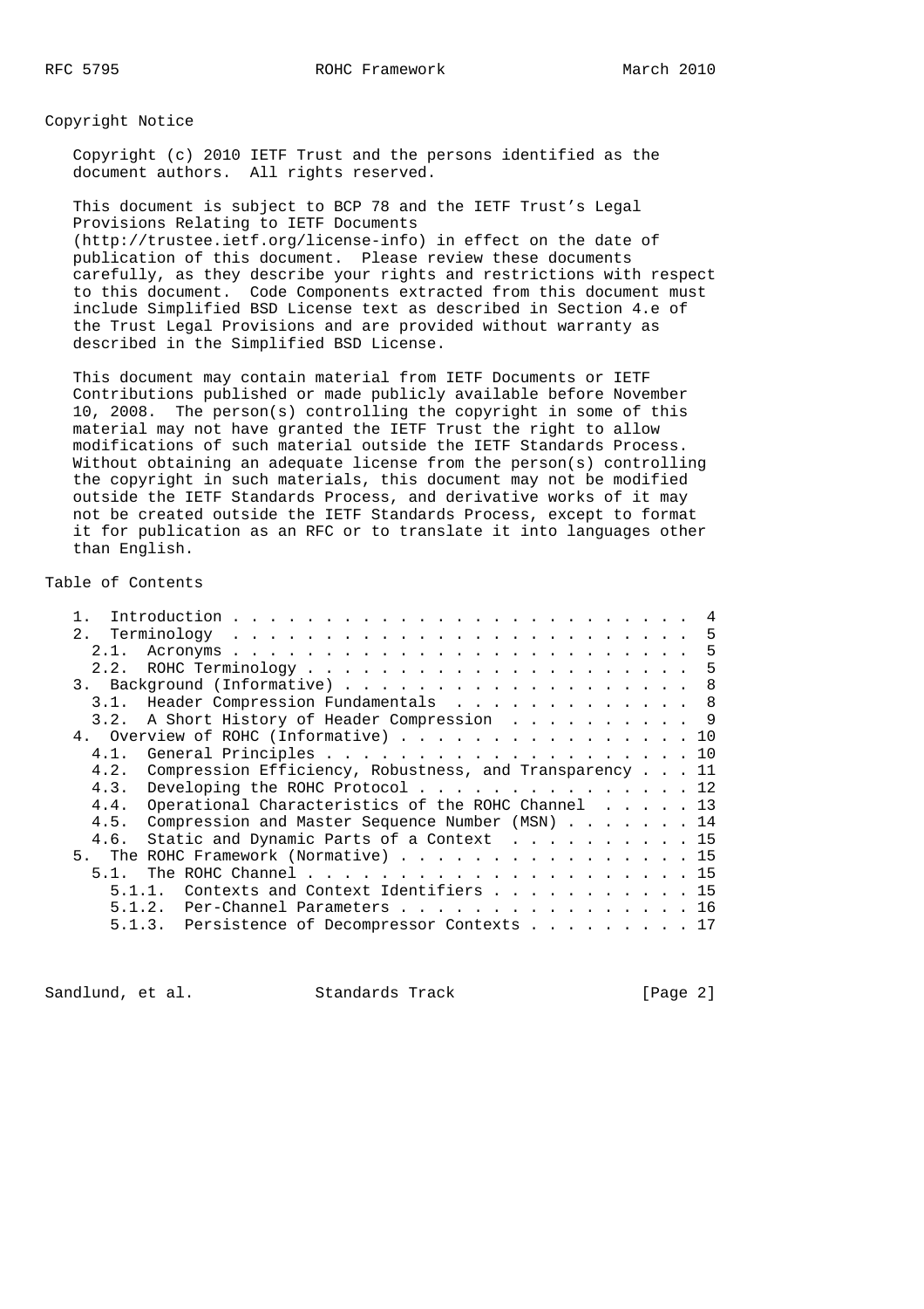## Copyright Notice

Copyright (c) 2010 IETF Trust and the persons identified as the document authors. All rights reserved.

This document is subject to BCP 78 and the IETF Trust's Legal Provisions Relating to IETF Documents (http://trustee.ietf.org/license-info) in effect on the date of publication of this document. Please review these documents carefully, as they describe your rights and restrictions with respect to this document. Code Components extracted from this document must include Simplified BSD License text as described in Section 4.e of the Trust Legal Provisions and are provided without warranty as described in the Simplified BSD License.

This document may contain material from IETF Documents or IETF Contributions published or made publicly available before November 10, 2008. The person(s) controlling the copyright in some of this material may not have granted the IETF Trust the right to allow modifications of such material outside the IETF Standards Process. Without obtaining an adequate license from the person(s) controlling the copyright in such materials, this document may not be modified outside the IETF Standards Process, and derivative works of it may not be created outside the IETF Standards Process, except to format it for publication as an RFC or to translate it into languages other than English.

## Table of Contents

```
   1.  Introduction . . . . . . . . . . . . . . . . . . . . . . . . .  4
   2.  Terminology  . . . . . . . . . . . . . . . . . . . . . . . . .  5
     2.1.  Acronyms . . . . . . . . . . . . . . . . . . . . . . . . .  5
     2.2.  ROHC Terminology . . . . . . . . . . . . . . . . . . . . .  5
   3.  Background (Informative) . . . . . . . . . . . . . . . . . . .  8
     3.1.  Header Compression Fundamentals  . . . . . . . . . . . . .  8
     3.2.  A Short History of Header Compression  . . . . . . . . . .  9
   4.  Overview of ROHC (Informative) . . . . . . . . . . . . . . . . 10
     4.1.  General Principles . . . . . . . . . . . . . . . . . . . . 10
     4.2.  Compression Efficiency, Robustness, and Transparency . . . 11
     4.3.  Developing the ROHC Protocol . . . . . . . . . . . . . . . 12
     4.4.  Operational Characteristics of the ROHC Channel  . . . . . 13
     4.5.  Compression and Master Sequence Number (MSN) . . . . . . . 14
     4.6.  Static and Dynamic Parts of a Context  . . . . . . . . . . 15
   5.  The ROHC Framework (Normative) . . . . . . . . . . . . . . . . 15
     5.1.  The ROHC Channel . . . . . . . . . . . . . . . . . . . . . 15
       5.1.1.  Contexts and Context Identifiers . . . . . . . . . . . 15
       5.1.2.  Per-Channel Parameters . . . . . . . . . . . . . . . . 16
       5.1.3.  Persistence of Decompressor Contexts . . . . . . . . . 17
```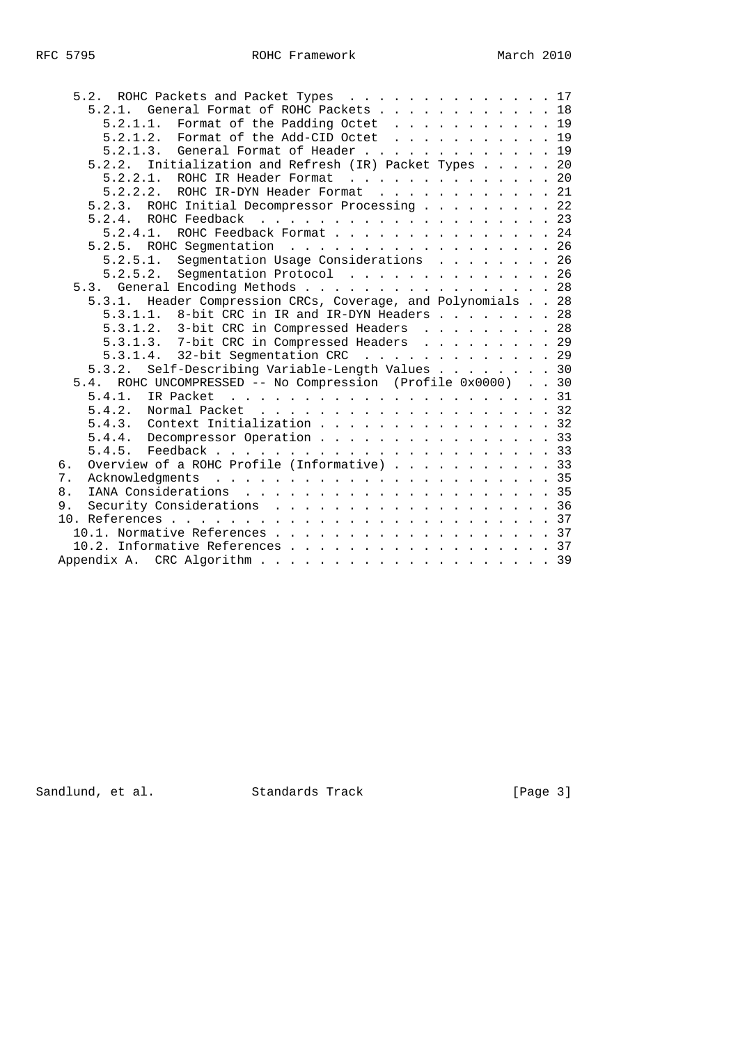```
   5.2. ROHC Packets and Packet Types . . . . . . . . . . . . . . 17
     5.2.1. General Format of ROHC Packets . . . . . . . . . . . . 18
       5.2.1.1. Format of the Padding Octet . . . . . . . . . . . 19
       5.2.1.2. Format of the Add-CID Octet . . . . . . . . . . . 19
       5.2.1.3. General Format of Header . . . . . . . . . . . . . 19
     5.2.2. Initialization and Refresh (IR) Packet Types . . . . . 20
       5.2.2.1. ROHC IR Header Format . . . . . . . . . . . . . . 20
       5.2.2.2. ROHC IR-DYN Header Format . . . . . . . . . . . . 21
     5.2.3. ROHC Initial Decompressor Processing . . . . . . . . . 22
     5.2.4. ROHC Feedback . . . . . . . . . . . . . . . . . . . . 23
       5.2.4.1. ROHC Feedback Format . . . . . . . . . . . . . . . 24
     5.2.5. ROHC Segmentation . . . . . . . . . . . . . . . . . . 26
       5.2.5.1. Segmentation Usage Considerations . . . . . . . . 26
       5.2.5.2. Segmentation Protocol . . . . . . . . . . . . . . 26
   5.3. General Encoding Methods . . . . . . . . . . . . . . . . . 28
     5.3.1. Header Compression CRCs, Coverage, and Polynomials . . 28
       5.3.1.1. 8-bit CRC in IR and IR-DYN Headers . . . . . . . . 28
       5.3.1.2. 3-bit CRC in Compressed Headers . . . . . . . . . 28
       5.3.1.3. 7-bit CRC in Compressed Headers . . . . . . . . . 29
       5.3.1.4. 32-bit Segmentation CRC . . . . . . . . . . . . . 29
     5.3.2. Self-Describing Variable-Length Values . . . . . . . . 30
   5.4. ROHC UNCOMPRESSED -- No Compression (Profile 0x0000) . . 30
     5.4.1. IR Packet . . . . . . . . . . . . . . . . . . . . . . 31
     5.4.2. Normal Packet . . . . . . . . . . . . . . . . . . . . 32
     5.4.3. Context Initialization . . . . . . . . . . . . . . . . 32
     5.4.4. Decompressor Operation . . . . . . . . . . . . . . . . 33
     5.4.5. Feedback . . . . . . . . . . . . . . . . . . . . . . . 33
6. Overview of a ROHC Profile (Informative) . . . . . . . . . . . 33
7. Acknowledgments . . . . . . . . . . . . . . . . . . . . . . . 35
8. IANA Considerations . . . . . . . . . . . . . . . . . . . . . 35
9. Security Considerations . . . . . . . . . . . . . . . . . . . 36
10. References . . . . . . . . . . . . . . . . . . . . . . . . . 37
   10.1. Normative References . . . . . . . . . . . . . . . . . . 37
   10.2. Informative References . . . . . . . . . . . . . . . . . 37
Appendix A. CRC Algorithm . . . . . . . . . . . . . . . . . . . . 39
```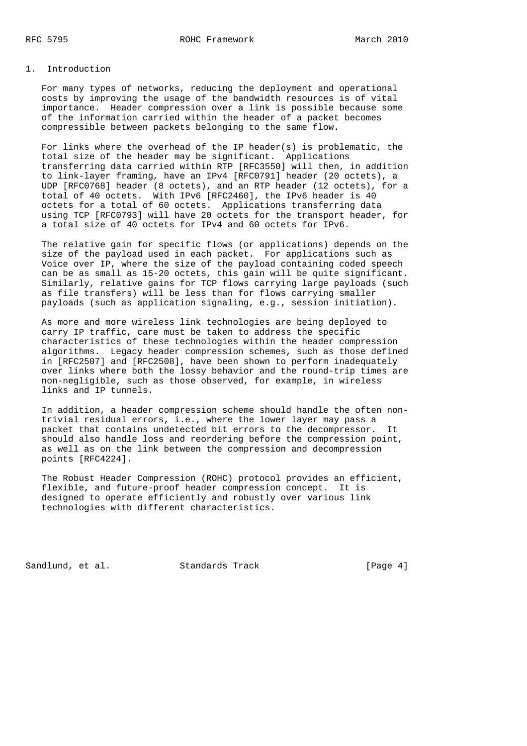# 1. Introduction

For many types of networks, reducing the deployment and operational costs by improving the usage of the bandwidth resources is of vital importance. Header compression over a link is possible because some of the information carried within the header of a packet becomes compressible between packets belonging to the same flow.

For links where the overhead of the IP header(s) is problematic, the total size of the header may be significant. Applications transferring data carried within RTP [RFC3550] will then, in addition to link-layer framing, have an IPv4 [RFC0791] header (20 octets), a UDP [RFC0768] header (8 octets), and an RTP header (12 octets), for a total of 40 octets. With IPv6 [RFC2460], the IPv6 header is 40 octets for a total of 60 octets. Applications transferring data using TCP [RFC0793] will have 20 octets for the transport header, for a total size of 40 octets for IPv4 and 60 octets for IPv6.

The relative gain for specific flows (or applications) depends on the size of the payload used in each packet. For applications such as Voice over IP, where the size of the payload containing coded speech can be as small as 15-20 octets, this gain will be quite significant. Similarly, relative gains for TCP flows carrying large payloads (such as file transfers) will be less than for flows carrying smaller payloads (such as application signaling, e.g., session initiation).

As more and more wireless link technologies are being deployed to carry IP traffic, care must be taken to address the specific characteristics of these technologies within the header compression algorithms. Legacy header compression schemes, such as those defined in [RFC2507] and [RFC2508], have been shown to perform inadequately over links where both the lossy behavior and the round-trip times are non-negligible, such as those observed, for example, in wireless links and IP tunnels.

In addition, a header compression scheme should handle the often non-trivial residual errors, i.e., where the lower layer may pass a packet that contains undetected bit errors to the decompressor. It should also handle loss and reordering before the compression point, as well as on the link between the compression and decompression points [RFC4224].

The Robust Header Compression (ROHC) protocol provides an efficient, flexible, and future-proof header compression concept. It is designed to operate efficiently and robustly over various link technologies with different characteristics.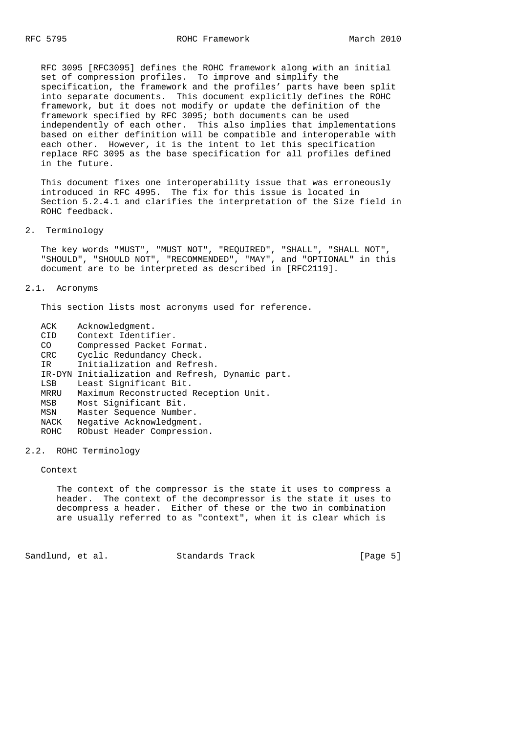RFC 3095 [RFC3095] defines the ROHC framework along with an initial set of compression profiles. To improve and simplify the specification, the framework and the profiles' parts have been split into separate documents. This document explicitly defines the ROHC framework, but it does not modify or update the definition of the framework specified by RFC 3095; both documents can be used independently of each other. This also implies that implementations based on either definition will be compatible and interoperable with each other. However, it is the intent to let this specification replace RFC 3095 as the base specification for all profiles defined in the future.

This document fixes one interoperability issue that was erroneously introduced in RFC 4995. The fix for this issue is located in Section 5.2.4.1 and clarifies the interpretation of the Size field in ROHC feedback.

## 2. Terminology

The key words "MUST", "MUST NOT", "REQUIRED", "SHALL", "SHALL NOT", "SHOULD", "SHOULD NOT", "RECOMMENDED", "MAY", and "OPTIONAL" in this document are to be interpreted as described in [RFC2119].

### 2.1. Acronyms

This section lists most acronyms used for reference.

- ACK — Acknowledgment.
- CID — Context Identifier.
- CO — Compressed Packet Format.
- CRC — Cyclic Redundancy Check.
- IR — Initialization and Refresh.
- IR-DYN — Initialization and Refresh, Dynamic part.
- LSB — Least Significant Bit.
- MRRU — Maximum Reconstructed Reception Unit.
- MSB — Most Significant Bit.
- MSN — Master Sequence Number.
- NACK — Negative Acknowledgment.
- ROHC — RObust Header Compression.

### 2.2. ROHC Terminology

Context

The context of the compressor is the state it uses to compress a header. The context of the decompressor is the state it uses to decompress a header. Either of these or the two in combination are usually referred to as "context", when it is clear which is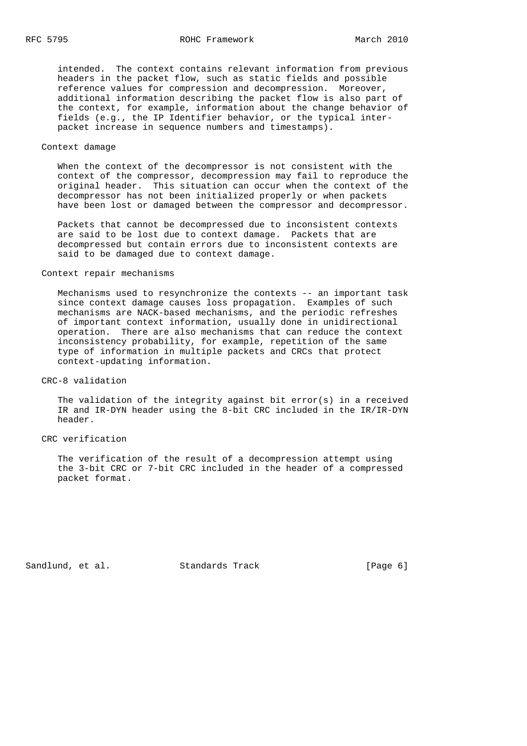intended. The context contains relevant information from previous headers in the packet flow, such as static fields and possible reference values for compression and decompression. Moreover, additional information describing the packet flow is also part of the context, for example, information about the change behavior of fields (e.g., the IP Identifier behavior, or the typical inter-packet increase in sequence numbers and timestamps).

Context damage

When the context of the decompressor is not consistent with the context of the compressor, decompression may fail to reproduce the original header. This situation can occur when the context of the decompressor has not been initialized properly or when packets have been lost or damaged between the compressor and decompressor.

Packets that cannot be decompressed due to inconsistent contexts are said to be lost due to context damage. Packets that are decompressed but contain errors due to inconsistent contexts are said to be damaged due to context damage.

Context repair mechanisms

Mechanisms used to resynchronize the contexts -- an important task since context damage causes loss propagation. Examples of such mechanisms are NACK-based mechanisms, and the periodic refreshes of important context information, usually done in unidirectional operation. There are also mechanisms that can reduce the context inconsistency probability, for example, repetition of the same type of information in multiple packets and CRCs that protect context-updating information.

CRC-8 validation

The validation of the integrity against bit error(s) in a received IR and IR-DYN header using the 8-bit CRC included in the IR/IR-DYN header.

CRC verification

The verification of the result of a decompression attempt using the 3-bit CRC or 7-bit CRC included in the header of a compressed packet format.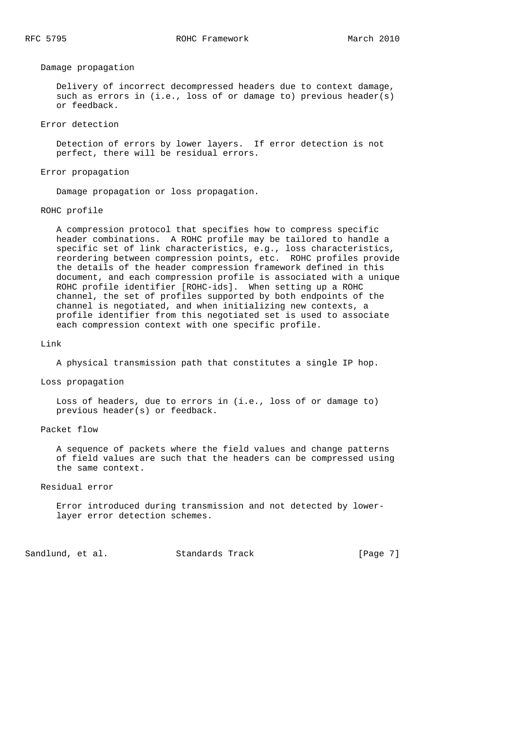Damage propagation

Delivery of incorrect decompressed headers due to context damage, such as errors in (i.e., loss of or damage to) previous header(s) or feedback.

Error detection

Detection of errors by lower layers. If error detection is not perfect, there will be residual errors.

Error propagation

Damage propagation or loss propagation.

ROHC profile

A compression protocol that specifies how to compress specific header combinations. A ROHC profile may be tailored to handle a specific set of link characteristics, e.g., loss characteristics, reordering between compression points, etc. ROHC profiles provide the details of the header compression framework defined in this document, and each compression profile is associated with a unique ROHC profile identifier [ROHC-ids]. When setting up a ROHC channel, the set of profiles supported by both endpoints of the channel is negotiated, and when initializing new contexts, a profile identifier from this negotiated set is used to associate each compression context with one specific profile.

Link

A physical transmission path that constitutes a single IP hop.

Loss propagation

Loss of headers, due to errors in (i.e., loss of or damage to) previous header(s) or feedback.

Packet flow

A sequence of packets where the field values and change patterns of field values are such that the headers can be compressed using the same context.

Residual error

Error introduced during transmission and not detected by lower-layer error detection schemes.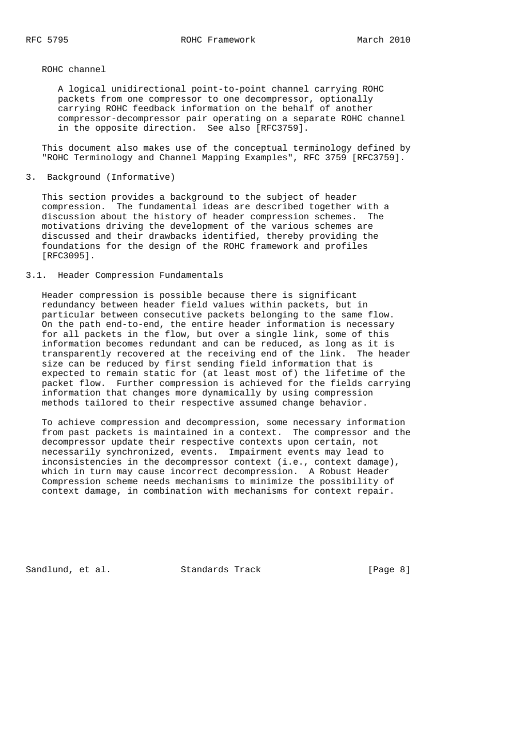ROHC channel

A logical unidirectional point-to-point channel carrying ROHC packets from one compressor to one decompressor, optionally carrying ROHC feedback information on the behalf of another compressor-decompressor pair operating on a separate ROHC channel in the opposite direction. See also [RFC3759].

This document also makes use of the conceptual terminology defined by "ROHC Terminology and Channel Mapping Examples", RFC 3759 [RFC3759].

## 3. Background (Informative)

This section provides a background to the subject of header compression. The fundamental ideas are described together with a discussion about the history of header compression schemes. The motivations driving the development of the various schemes are discussed and their drawbacks identified, thereby providing the foundations for the design of the ROHC framework and profiles [RFC3095].

### 3.1. Header Compression Fundamentals

Header compression is possible because there is significant redundancy between header field values within packets, but in particular between consecutive packets belonging to the same flow. On the path end-to-end, the entire header information is necessary for all packets in the flow, but over a single link, some of this information becomes redundant and can be reduced, as long as it is transparently recovered at the receiving end of the link. The header size can be reduced by first sending field information that is expected to remain static for (at least most of) the lifetime of the packet flow. Further compression is achieved for the fields carrying information that changes more dynamically by using compression methods tailored to their respective assumed change behavior.

To achieve compression and decompression, some necessary information from past packets is maintained in a context. The compressor and the decompressor update their respective contexts upon certain, not necessarily synchronized, events. Impairment events may lead to inconsistencies in the decompressor context (i.e., context damage), which in turn may cause incorrect decompression. A Robust Header Compression scheme needs mechanisms to minimize the possibility of context damage, in combination with mechanisms for context repair.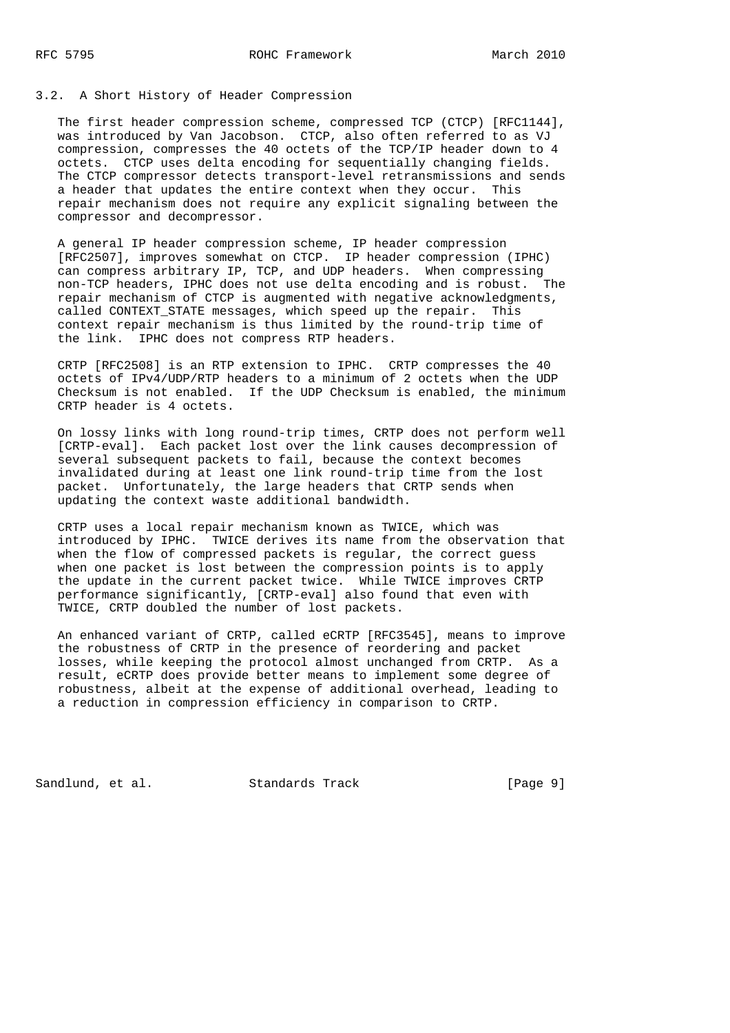## 3.2. A Short History of Header Compression

The first header compression scheme, compressed TCP (CTCP) [RFC1144], was introduced by Van Jacobson. CTCP, also often referred to as VJ compression, compresses the 40 octets of the TCP/IP header down to 4 octets. CTCP uses delta encoding for sequentially changing fields. The CTCP compressor detects transport-level retransmissions and sends a header that updates the entire context when they occur. This repair mechanism does not require any explicit signaling between the compressor and decompressor.

A general IP header compression scheme, IP header compression [RFC2507], improves somewhat on CTCP. IP header compression (IPHC) can compress arbitrary IP, TCP, and UDP headers. When compressing non-TCP headers, IPHC does not use delta encoding and is robust. The repair mechanism of CTCP is augmented with negative acknowledgments, called CONTEXT_STATE messages, which speed up the repair. This context repair mechanism is thus limited by the round-trip time of the link. IPHC does not compress RTP headers.

CRTP [RFC2508] is an RTP extension to IPHC. CRTP compresses the 40 octets of IPv4/UDP/RTP headers to a minimum of 2 octets when the UDP Checksum is not enabled. If the UDP Checksum is enabled, the minimum CRTP header is 4 octets.

On lossy links with long round-trip times, CRTP does not perform well [CRTP-eval]. Each packet lost over the link causes decompression of several subsequent packets to fail, because the context becomes invalidated during at least one link round-trip time from the lost packet. Unfortunately, the large headers that CRTP sends when updating the context waste additional bandwidth.

CRTP uses a local repair mechanism known as TWICE, which was introduced by IPHC. TWICE derives its name from the observation that when the flow of compressed packets is regular, the correct guess when one packet is lost between the compression points is to apply the update in the current packet twice. While TWICE improves CRTP performance significantly, [CRTP-eval] also found that even with TWICE, CRTP doubled the number of lost packets.

An enhanced variant of CRTP, called eCRTP [RFC3545], means to improve the robustness of CRTP in the presence of reordering and packet losses, while keeping the protocol almost unchanged from CRTP. As a result, eCRTP does provide better means to implement some degree of robustness, albeit at the expense of additional overhead, leading to a reduction in compression efficiency in comparison to CRTP.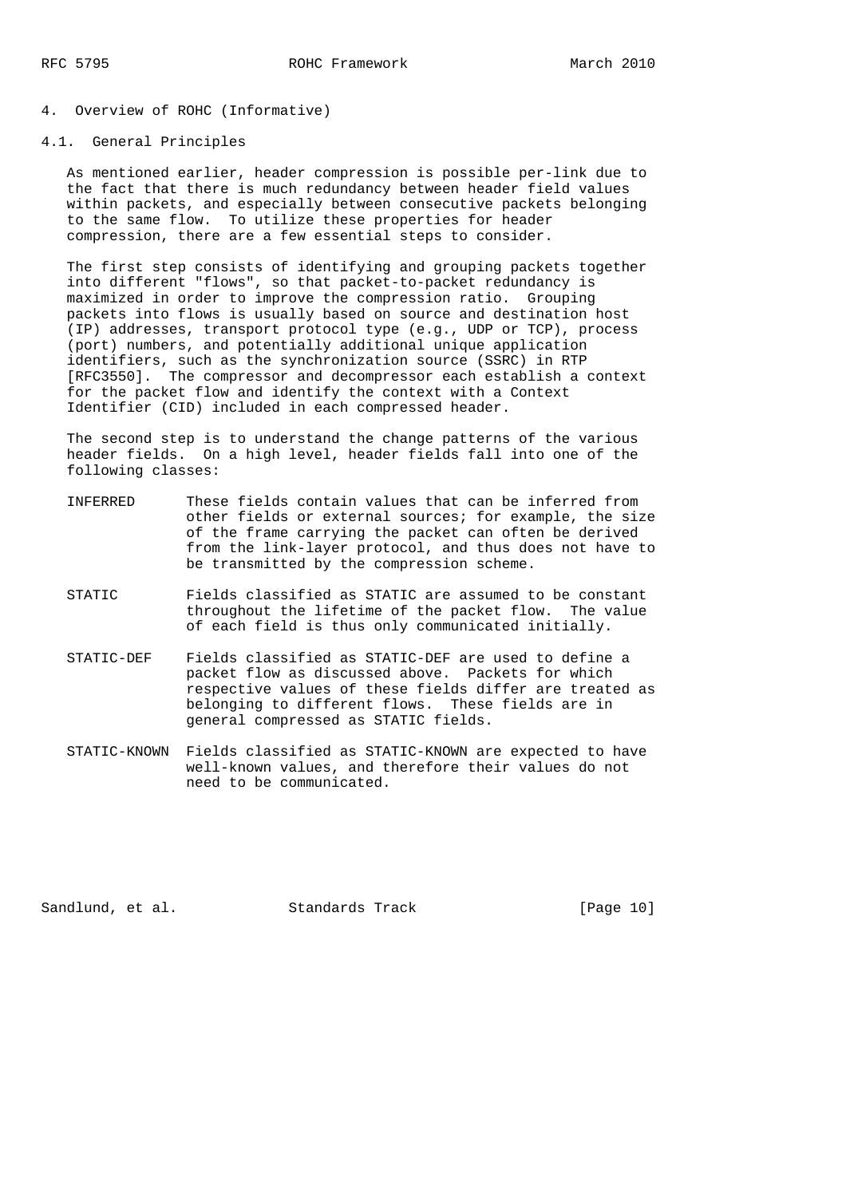## 4. Overview of ROHC (Informative)

### 4.1. General Principles

As mentioned earlier, header compression is possible per-link due to the fact that there is much redundancy between header field values within packets, and especially between consecutive packets belonging to the same flow. To utilize these properties for header compression, there are a few essential steps to consider.

The first step consists of identifying and grouping packets together into different "flows", so that packet-to-packet redundancy is maximized in order to improve the compression ratio. Grouping packets into flows is usually based on source and destination host (IP) addresses, transport protocol type (e.g., UDP or TCP), process (port) numbers, and potentially additional unique application identifiers, such as the synchronization source (SSRC) in RTP [RFC3550]. The compressor and decompressor each establish a context for the packet flow and identify the context with a Context Identifier (CID) included in each compressed header.

The second step is to understand the change patterns of the various header fields. On a high level, header fields fall into one of the following classes:

INFERRED
: These fields contain values that can be inferred from other fields or external sources; for example, the size of the frame carrying the packet can often be derived from the link-layer protocol, and thus does not have to be transmitted by the compression scheme.

STATIC
: Fields classified as STATIC are assumed to be constant throughout the lifetime of the packet flow. The value of each field is thus only communicated initially.

STATIC-DEF
: Fields classified as STATIC-DEF are used to define a packet flow as discussed above. Packets for which respective values of these fields differ are treated as belonging to different flows. These fields are in general compressed as STATIC fields.

STATIC-KNOWN
: Fields classified as STATIC-KNOWN are expected to have well-known values, and therefore their values do not need to be communicated.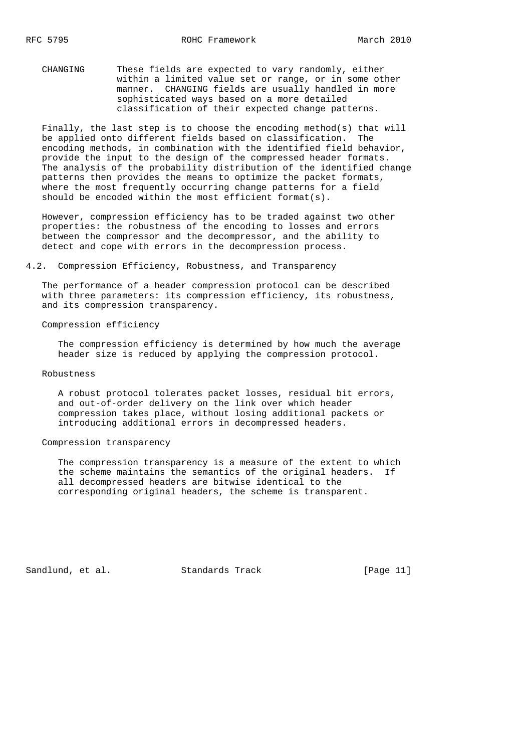CHANGING These fields are expected to vary randomly, either within a limited value set or range, or in some other manner. CHANGING fields are usually handled in more sophisticated ways based on a more detailed classification of their expected change patterns.

Finally, the last step is to choose the encoding method(s) that will be applied onto different fields based on classification. The encoding methods, in combination with the identified field behavior, provide the input to the design of the compressed header formats. The analysis of the probability distribution of the identified change patterns then provides the means to optimize the packet formats, where the most frequently occurring change patterns for a field should be encoded within the most efficient format(s).

However, compression efficiency has to be traded against two other properties: the robustness of the encoding to losses and errors between the compressor and the decompressor, and the ability to detect and cope with errors in the decompression process.

## 4.2. Compression Efficiency, Robustness, and Transparency

The performance of a header compression protocol can be described with three parameters: its compression efficiency, its robustness, and its compression transparency.

Compression efficiency

The compression efficiency is determined by how much the average header size is reduced by applying the compression protocol.

Robustness

A robust protocol tolerates packet losses, residual bit errors, and out-of-order delivery on the link over which header compression takes place, without losing additional packets or introducing additional errors in decompressed headers.

Compression transparency

The compression transparency is a measure of the extent to which the scheme maintains the semantics of the original headers. If all decompressed headers are bitwise identical to the corresponding original headers, the scheme is transparent.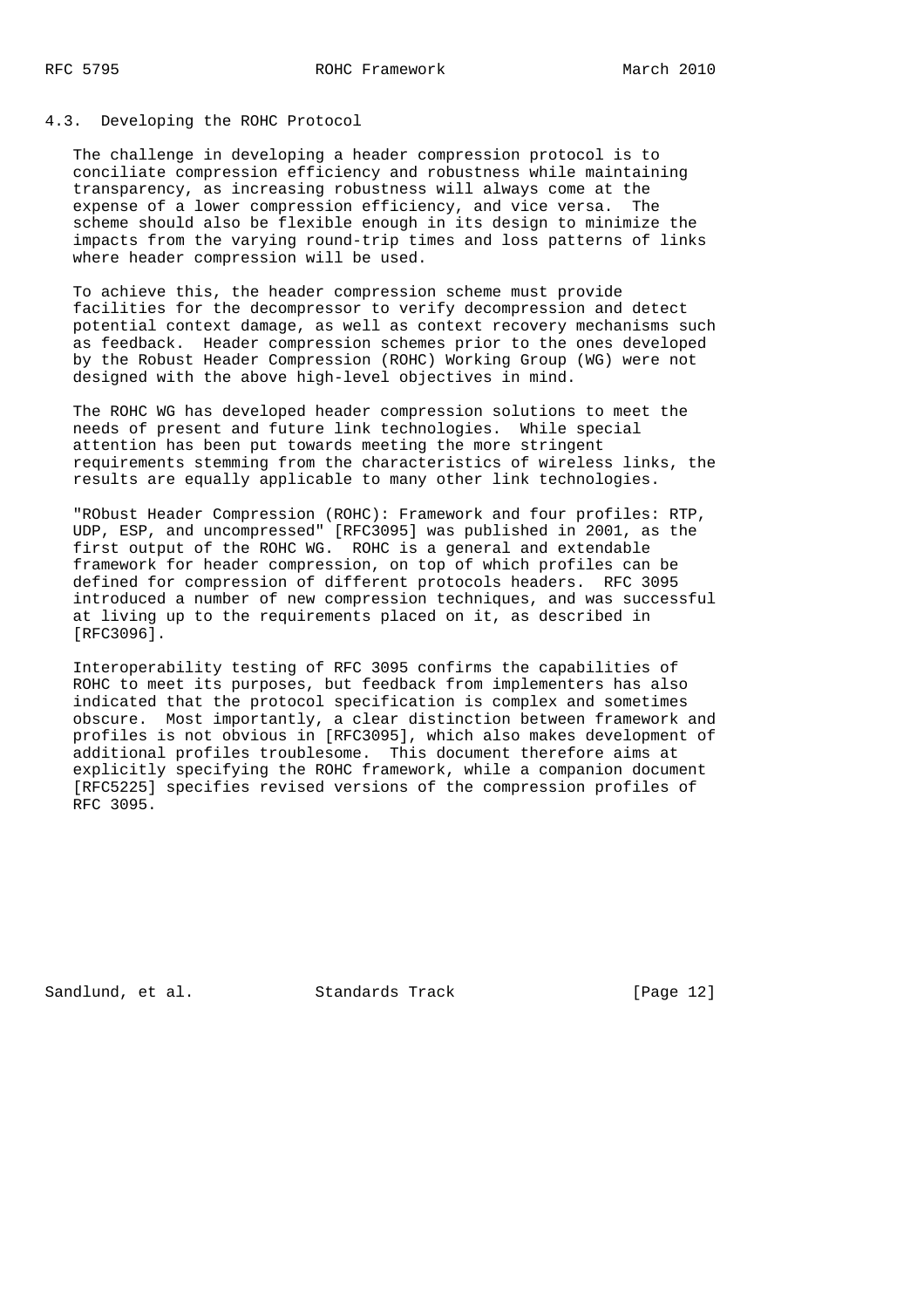### 4.3. Developing the ROHC Protocol

The challenge in developing a header compression protocol is to conciliate compression efficiency and robustness while maintaining transparency, as increasing robustness will always come at the expense of a lower compression efficiency, and vice versa. The scheme should also be flexible enough in its design to minimize the impacts from the varying round-trip times and loss patterns of links where header compression will be used.

To achieve this, the header compression scheme must provide facilities for the decompressor to verify decompression and detect potential context damage, as well as context recovery mechanisms such as feedback. Header compression schemes prior to the ones developed by the Robust Header Compression (ROHC) Working Group (WG) were not designed with the above high-level objectives in mind.

The ROHC WG has developed header compression solutions to meet the needs of present and future link technologies. While special attention has been put towards meeting the more stringent requirements stemming from the characteristics of wireless links, the results are equally applicable to many other link technologies.

"RObust Header Compression (ROHC): Framework and four profiles: RTP, UDP, ESP, and uncompressed" [RFC3095] was published in 2001, as the first output of the ROHC WG. ROHC is a general and extendable framework for header compression, on top of which profiles can be defined for compression of different protocols headers. RFC 3095 introduced a number of new compression techniques, and was successful at living up to the requirements placed on it, as described in [RFC3096].

Interoperability testing of RFC 3095 confirms the capabilities of ROHC to meet its purposes, but feedback from implementers has also indicated that the protocol specification is complex and sometimes obscure. Most importantly, a clear distinction between framework and profiles is not obvious in [RFC3095], which also makes development of additional profiles troublesome. This document therefore aims at explicitly specifying the ROHC framework, while a companion document [RFC5225] specifies revised versions of the compression profiles of RFC 3095.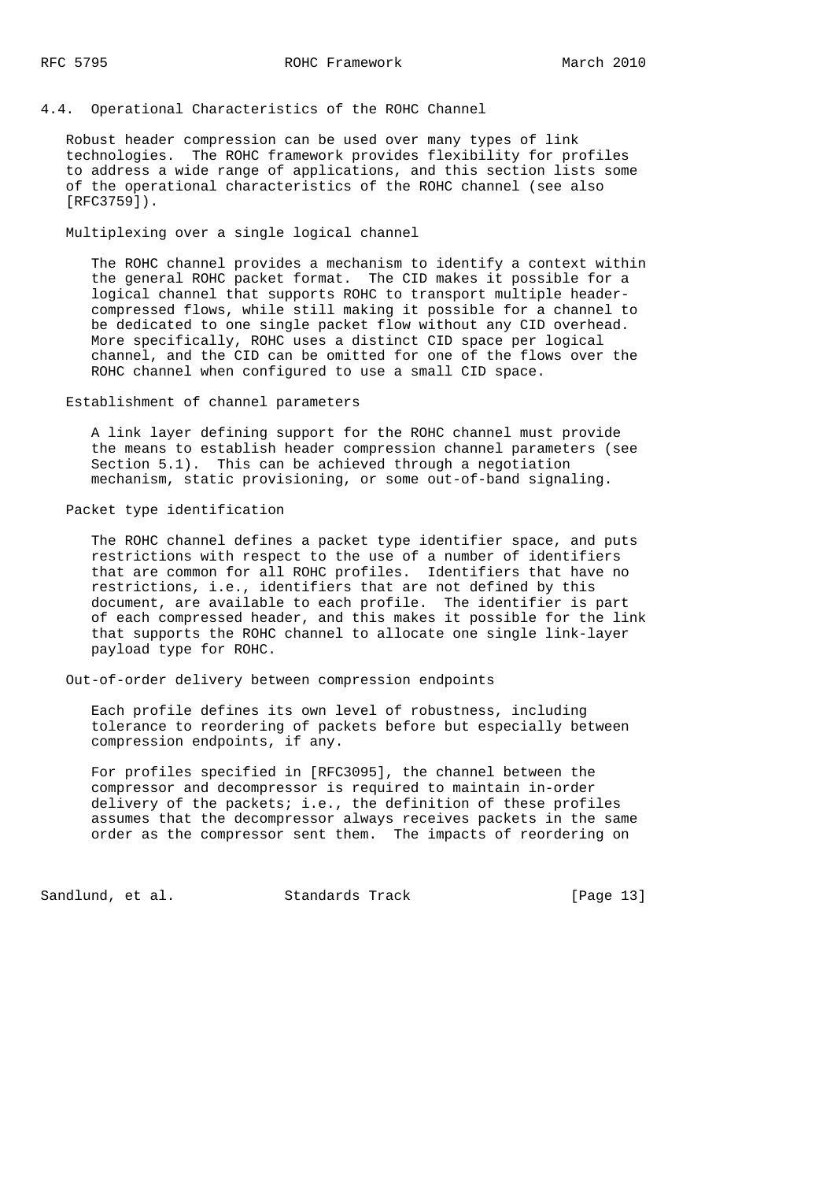### 4.4. Operational Characteristics of the ROHC Channel

Robust header compression can be used over many types of link technologies. The ROHC framework provides flexibility for profiles to address a wide range of applications, and this section lists some of the operational characteristics of the ROHC channel (see also [RFC3759]).

Multiplexing over a single logical channel

The ROHC channel provides a mechanism to identify a context within the general ROHC packet format. The CID makes it possible for a logical channel that supports ROHC to transport multiple header-compressed flows, while still making it possible for a channel to be dedicated to one single packet flow without any CID overhead. More specifically, ROHC uses a distinct CID space per logical channel, and the CID can be omitted for one of the flows over the ROHC channel when configured to use a small CID space.

Establishment of channel parameters

A link layer defining support for the ROHC channel must provide the means to establish header compression channel parameters (see Section 5.1). This can be achieved through a negotiation mechanism, static provisioning, or some out-of-band signaling.

Packet type identification

The ROHC channel defines a packet type identifier space, and puts restrictions with respect to the use of a number of identifiers that are common for all ROHC profiles. Identifiers that have no restrictions, i.e., identifiers that are not defined by this document, are available to each profile. The identifier is part of each compressed header, and this makes it possible for the link that supports the ROHC channel to allocate one single link-layer payload type for ROHC.

Out-of-order delivery between compression endpoints

Each profile defines its own level of robustness, including tolerance to reordering of packets before but especially between compression endpoints, if any.

For profiles specified in [RFC3095], the channel between the compressor and decompressor is required to maintain in-order delivery of the packets; i.e., the definition of these profiles assumes that the decompressor always receives packets in the same order as the compressor sent them. The impacts of reordering on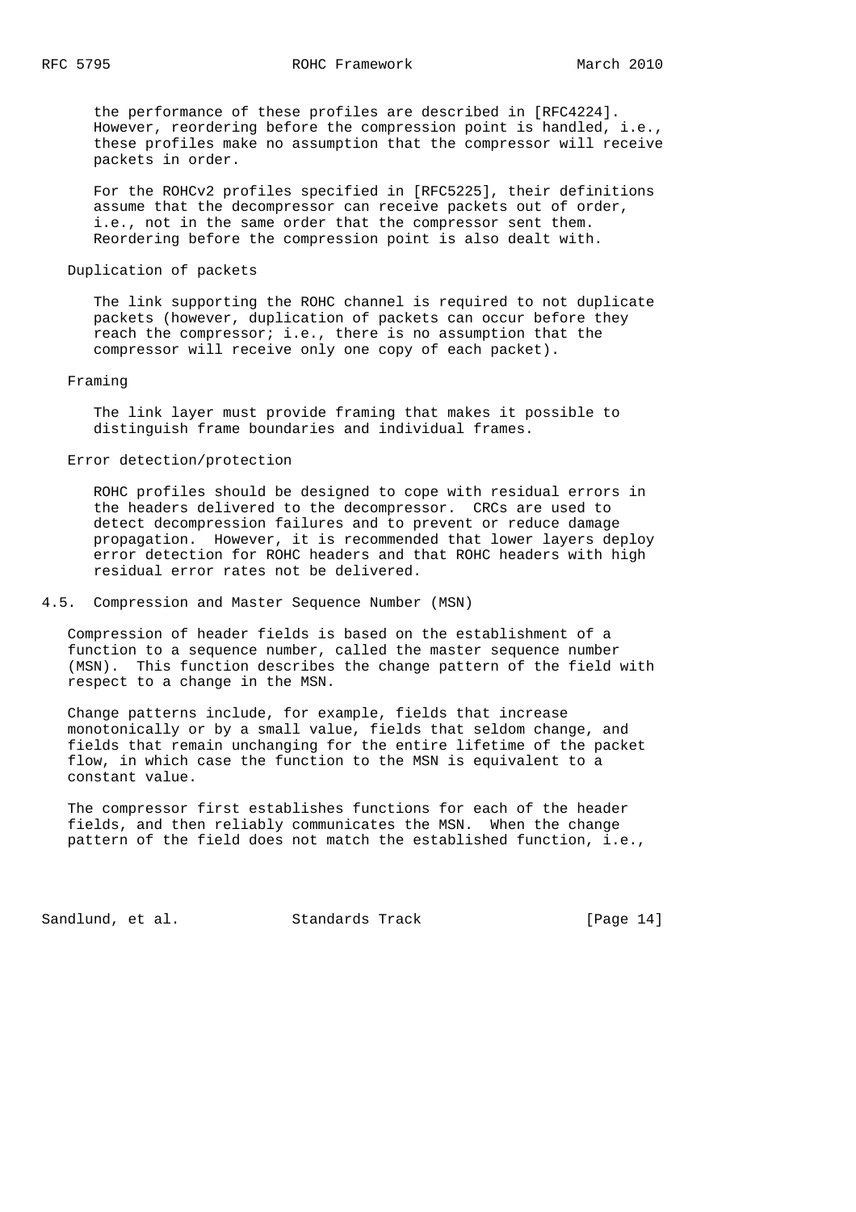the performance of these profiles are described in [RFC4224]. However, reordering before the compression point is handled, i.e., these profiles make no assumption that the compressor will receive packets in order.

For the ROHCv2 profiles specified in [RFC5225], their definitions assume that the decompressor can receive packets out of order, i.e., not in the same order that the compressor sent them. Reordering before the compression point is also dealt with.

Duplication of packets

The link supporting the ROHC channel is required to not duplicate packets (however, duplication of packets can occur before they reach the compressor; i.e., there is no assumption that the compressor will receive only one copy of each packet).

Framing

The link layer must provide framing that makes it possible to distinguish frame boundaries and individual frames.

Error detection/protection

ROHC profiles should be designed to cope with residual errors in the headers delivered to the decompressor. CRCs are used to detect decompression failures and to prevent or reduce damage propagation. However, it is recommended that lower layers deploy error detection for ROHC headers and that ROHC headers with high residual error rates not be delivered.

## 4.5. Compression and Master Sequence Number (MSN)

Compression of header fields is based on the establishment of a function to a sequence number, called the master sequence number (MSN). This function describes the change pattern of the field with respect to a change in the MSN.

Change patterns include, for example, fields that increase monotonically or by a small value, fields that seldom change, and fields that remain unchanging for the entire lifetime of the packet flow, in which case the function to the MSN is equivalent to a constant value.

The compressor first establishes functions for each of the header fields, and then reliably communicates the MSN. When the change pattern of the field does not match the established function, i.e.,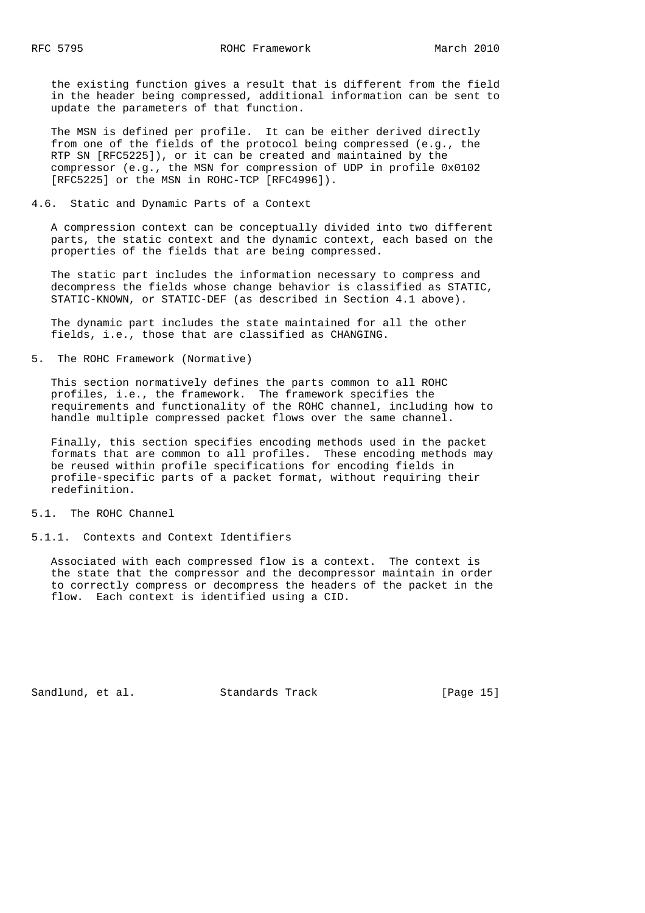the existing function gives a result that is different from the field in the header being compressed, additional information can be sent to update the parameters of that function.

The MSN is defined per profile. It can be either derived directly from one of the fields of the protocol being compressed (e.g., the RTP SN [RFC5225]), or it can be created and maintained by the compressor (e.g., the MSN for compression of UDP in profile 0x0102 [RFC5225] or the MSN in ROHC-TCP [RFC4996]).

### 4.6. Static and Dynamic Parts of a Context

A compression context can be conceptually divided into two different parts, the static context and the dynamic context, each based on the properties of the fields that are being compressed.

The static part includes the information necessary to compress and decompress the fields whose change behavior is classified as STATIC, STATIC-KNOWN, or STATIC-DEF (as described in Section 4.1 above).

The dynamic part includes the state maintained for all the other fields, i.e., those that are classified as CHANGING.

## 5. The ROHC Framework (Normative)

This section normatively defines the parts common to all ROHC profiles, i.e., the framework. The framework specifies the requirements and functionality of the ROHC channel, including how to handle multiple compressed packet flows over the same channel.

Finally, this section specifies encoding methods used in the packet formats that are common to all profiles. These encoding methods may be reused within profile specifications for encoding fields in profile-specific parts of a packet format, without requiring their redefinition.

### 5.1. The ROHC Channel

#### 5.1.1. Contexts and Context Identifiers

Associated with each compressed flow is a context. The context is the state that the compressor and the decompressor maintain in order to correctly compress or decompress the headers of the packet in the flow. Each context is identified using a CID.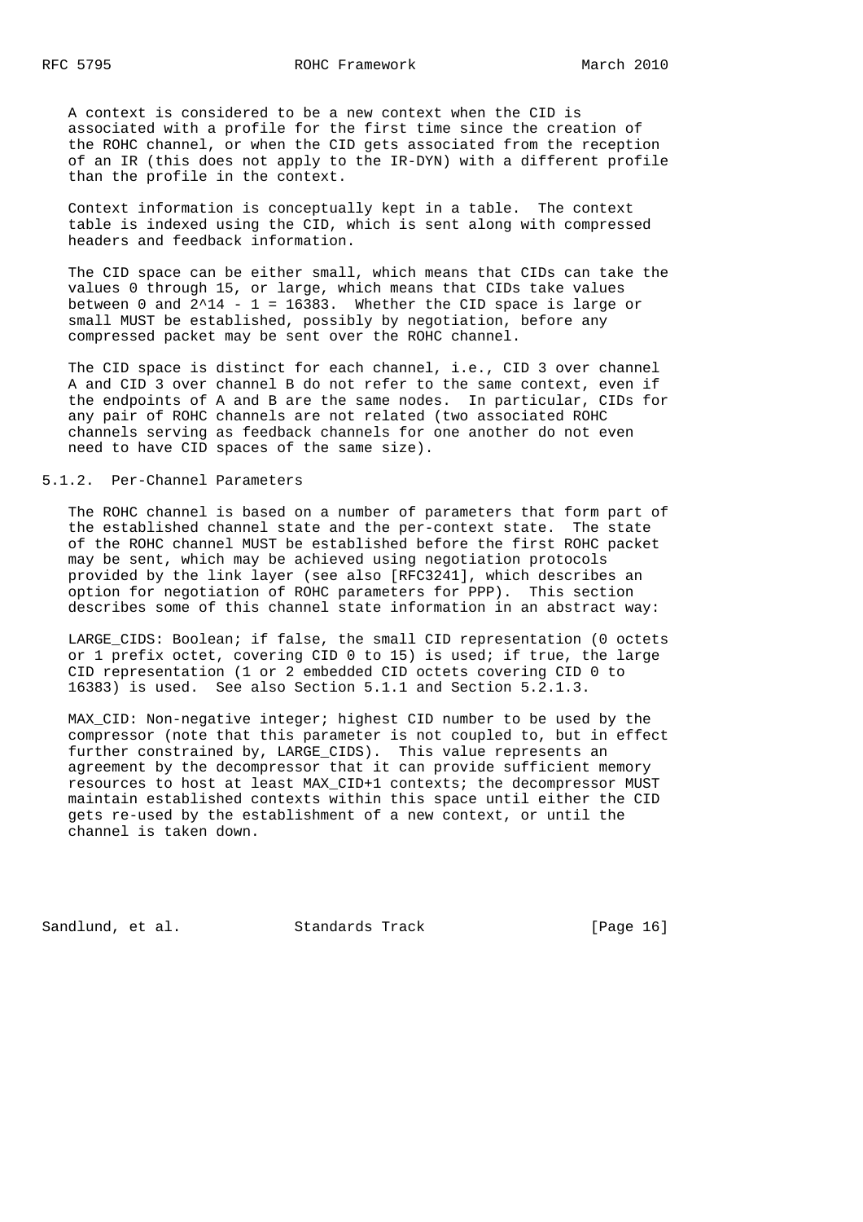A context is considered to be a new context when the CID is associated with a profile for the first time since the creation of the ROHC channel, or when the CID gets associated from the reception of an IR (this does not apply to the IR-DYN) with a different profile than the profile in the context.

Context information is conceptually kept in a table. The context table is indexed using the CID, which is sent along with compressed headers and feedback information.

The CID space can be either small, which means that CIDs can take the values 0 through 15, or large, which means that CIDs take values between 0 and $2^{14} - 1 = 16383$. Whether the CID space is large or small MUST be established, possibly by negotiation, before any compressed packet may be sent over the ROHC channel.

The CID space is distinct for each channel, i.e., CID 3 over channel A and CID 3 over channel B do not refer to the same context, even if the endpoints of A and B are the same nodes. In particular, CIDs for any pair of ROHC channels are not related (two associated ROHC channels serving as feedback channels for one another do not even need to have CID spaces of the same size).

### 5.1.2. Per-Channel Parameters

The ROHC channel is based on a number of parameters that form part of the established channel state and the per-context state. The state of the ROHC channel MUST be established before the first ROHC packet may be sent, which may be achieved using negotiation protocols provided by the link layer (see also [RFC3241], which describes an option for negotiation of ROHC parameters for PPP). This section describes some of this channel state information in an abstract way:

LARGE_CIDS: Boolean; if false, the small CID representation (0 octets or 1 prefix octet, covering CID 0 to 15) is used; if true, the large CID representation (1 or 2 embedded CID octets covering CID 0 to 16383) is used. See also Section 5.1.1 and Section 5.2.1.3.

MAX_CID: Non-negative integer; highest CID number to be used by the compressor (note that this parameter is not coupled to, but in effect further constrained by, LARGE_CIDS). This value represents an agreement by the decompressor that it can provide sufficient memory resources to host at least MAX_CID+1 contexts; the decompressor MUST maintain established contexts within this space until either the CID gets re-used by the establishment of a new context, or until the channel is taken down.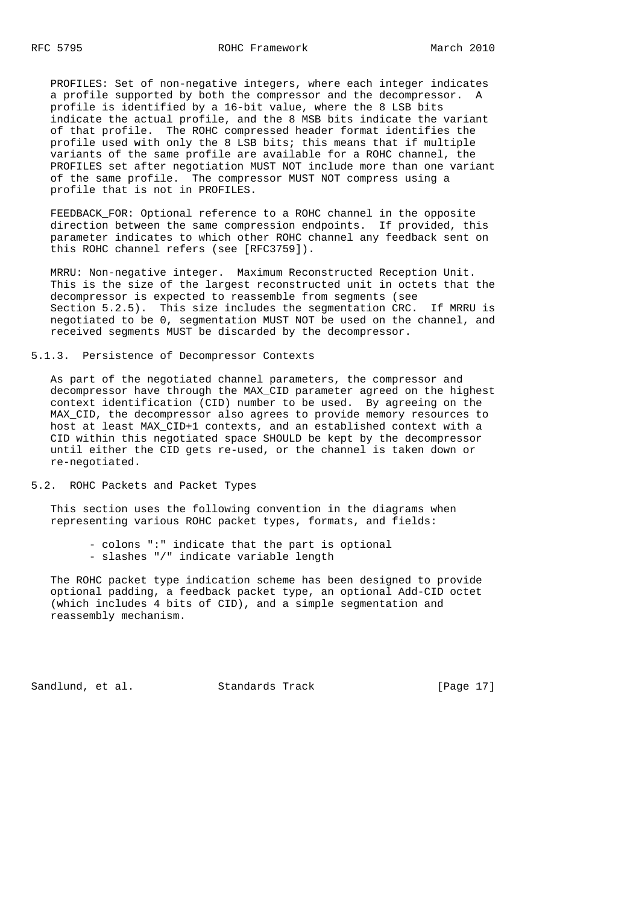PROFILES: Set of non-negative integers, where each integer indicates a profile supported by both the compressor and the decompressor. A profile is identified by a 16-bit value, where the 8 LSB bits indicate the actual profile, and the 8 MSB bits indicate the variant of that profile. The ROHC compressed header format identifies the profile used with only the 8 LSB bits; this means that if multiple variants of the same profile are available for a ROHC channel, the PROFILES set after negotiation MUST NOT include more than one variant of the same profile. The compressor MUST NOT compress using a profile that is not in PROFILES.

FEEDBACK_FOR: Optional reference to a ROHC channel in the opposite direction between the same compression endpoints. If provided, this parameter indicates to which other ROHC channel any feedback sent on this ROHC channel refers (see [RFC3759]).

MRRU: Non-negative integer. Maximum Reconstructed Reception Unit. This is the size of the largest reconstructed unit in octets that the decompressor is expected to reassemble from segments (see Section 5.2.5). This size includes the segmentation CRC. If MRRU is negotiated to be 0, segmentation MUST NOT be used on the channel, and received segments MUST be discarded by the decompressor.

### 5.1.3. Persistence of Decompressor Contexts

As part of the negotiated channel parameters, the compressor and decompressor have through the MAX_CID parameter agreed on the highest context identification (CID) number to be used. By agreeing on the MAX_CID, the decompressor also agrees to provide memory resources to host at least MAX_CID+1 contexts, and an established context with a CID within this negotiated space SHOULD be kept by the decompressor until either the CID gets re-used, or the channel is taken down or re-negotiated.

## 5.2. ROHC Packets and Packet Types

This section uses the following convention in the diagrams when representing various ROHC packet types, formats, and fields:

- colons ":" indicate that the part is optional
- slashes "/" indicate variable length

The ROHC packet type indication scheme has been designed to provide optional padding, a feedback packet type, an optional Add-CID octet (which includes 4 bits of CID), and a simple segmentation and reassembly mechanism.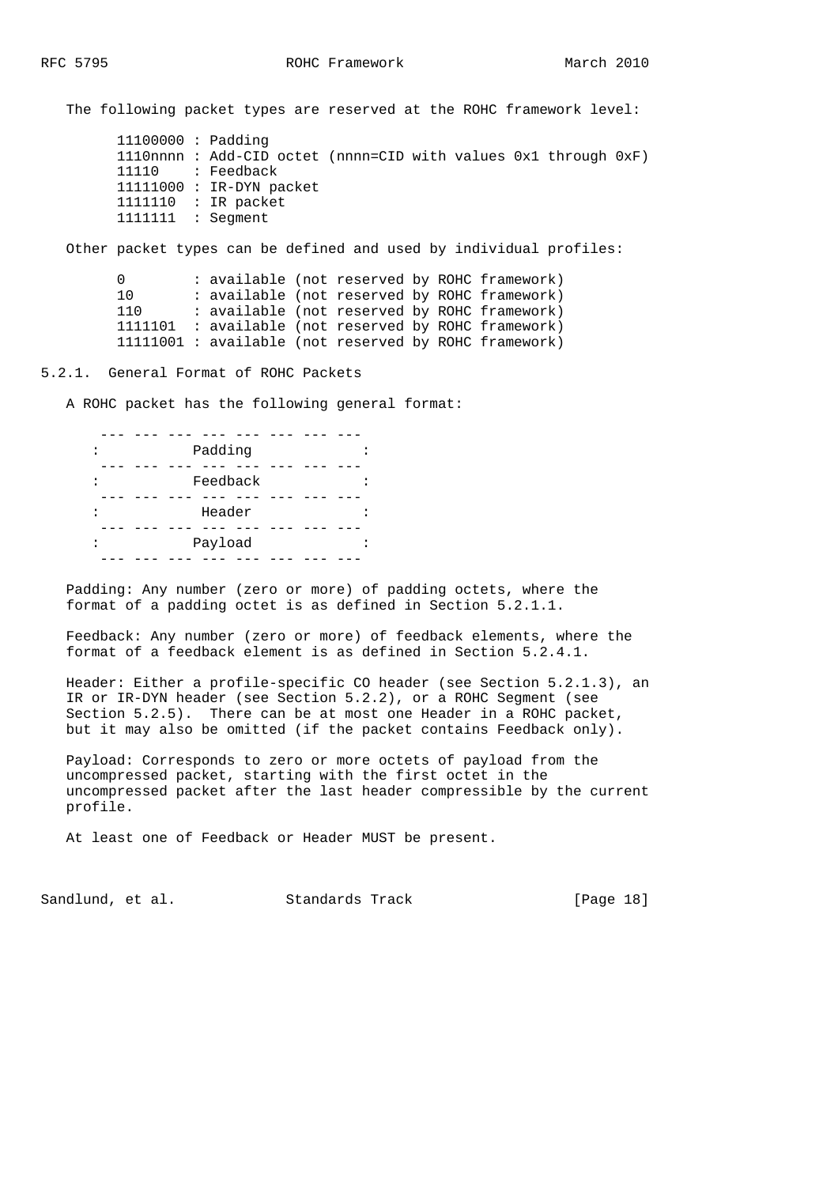The following packet types are reserved at the ROHC framework level:

```
11100000 : Padding
1110nnnn : Add-CID octet (nnnn=CID with values 0x1 through 0xF)
11110    : Feedback
11111000 : IR-DYN packet
1111110  : IR packet
1111111  : Segment
```

Other packet types can be defined and used by individual profiles:

```
0        : available (not reserved by ROHC framework)
10       : available (not reserved by ROHC framework)
110      : available (not reserved by ROHC framework)
1111101  : available (not reserved by ROHC framework)
11111001 : available (not reserved by ROHC framework)
```

### 5.2.1. General Format of ROHC Packets

A ROHC packet has the following general format:

```
 --- --- --- --- --- --- --- ---
:          Padding              :
 --- --- --- --- --- --- --- ---
:          Feedback             :
 --- --- --- --- --- --- --- ---
:           Header              :
 --- --- --- --- --- --- --- ---
:          Payload              :
 --- --- --- --- --- --- --- ---
```

Padding: Any number (zero or more) of padding octets, where the format of a padding octet is as defined in Section 5.2.1.1.

Feedback: Any number (zero or more) of feedback elements, where the format of a feedback element is as defined in Section 5.2.4.1.

Header: Either a profile-specific CO header (see Section 5.2.1.3), an IR or IR-DYN header (see Section 5.2.2), or a ROHC Segment (see Section 5.2.5). There can be at most one Header in a ROHC packet, but it may also be omitted (if the packet contains Feedback only).

Payload: Corresponds to zero or more octets of payload from the uncompressed packet, starting with the first octet in the uncompressed packet after the last header compressible by the current profile.

At least one of Feedback or Header MUST be present.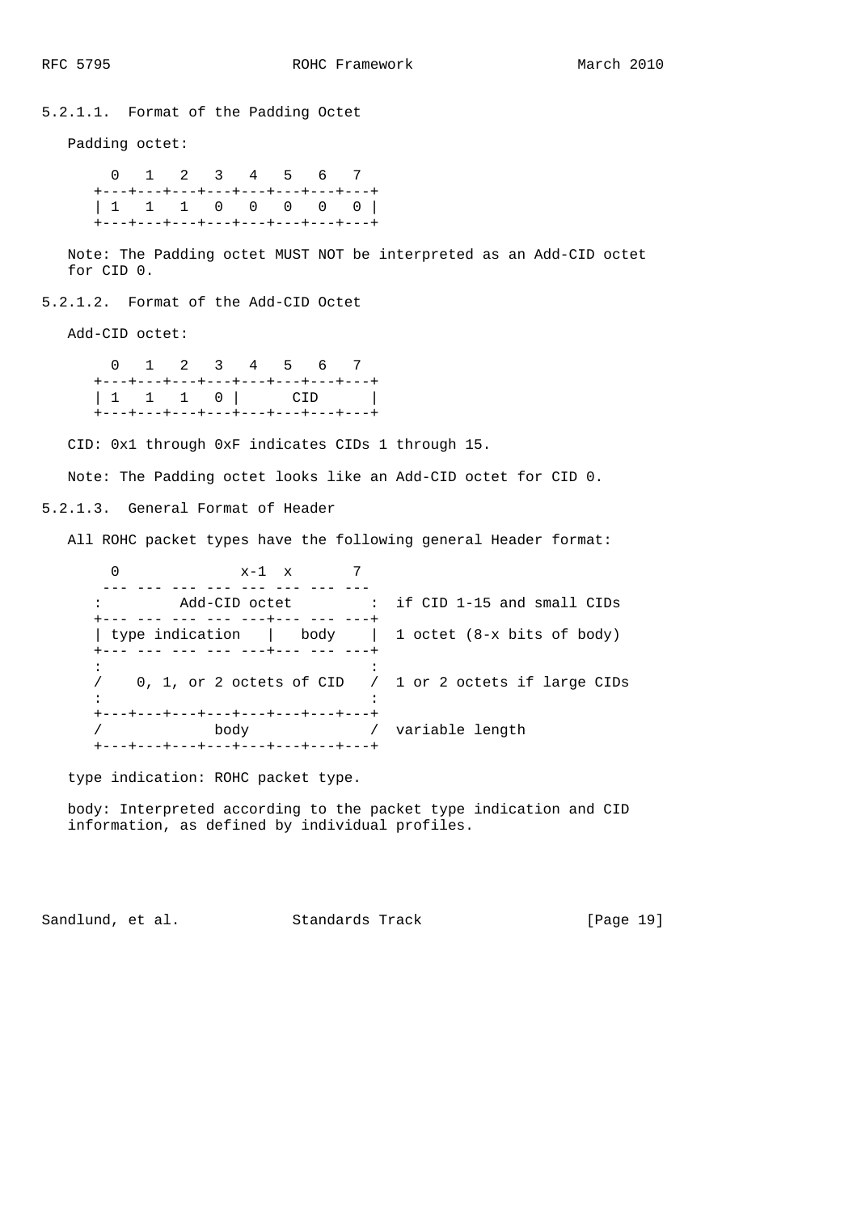#### 5.2.1.1. Format of the Padding Octet

Padding octet:

```
  0   1   2   3   4   5   6   7
+---+---+---+---+---+---+---+---+
| 1   1   1   0   0   0   0   0 |
+---+---+---+---+---+---+---+---+
```

Note: The Padding octet MUST NOT be interpreted as an Add-CID octet for CID 0.

#### 5.2.1.2. Format of the Add-CID Octet

Add-CID octet:

```
  0   1   2   3   4   5   6   7
+---+---+---+---+---+---+---+---+
| 1   1   1   0 |      CID      |
+---+---+---+---+---+---+---+---+
```

CID: 0x1 through 0xF indicates CIDs 1 through 15.

Note: The Padding octet looks like an Add-CID octet for CID 0.

#### 5.2.1.3. General Format of Header

All ROHC packet types have the following general Header format:

```
  0             x-1  x       7
 --- --- --- --- --- --- --- ---
:        Add-CID octet          :  if CID 1-15 and small CIDs
+--- --- --- --- ---+--- --- ---+
| type indication   |   body    |  1 octet (8-x bits of body)
+--- --- --- --- ---+--- --- ---+
:                               :
/    0, 1, or 2 octets of CID   /  1 or 2 octets if large CIDs
:                               :
+---+---+---+---+---+---+---+---+
/            body               /  variable length
+---+---+---+---+---+---+---+---+
```

type indication: ROHC packet type.

body: Interpreted according to the packet type indication and CID information, as defined by individual profiles.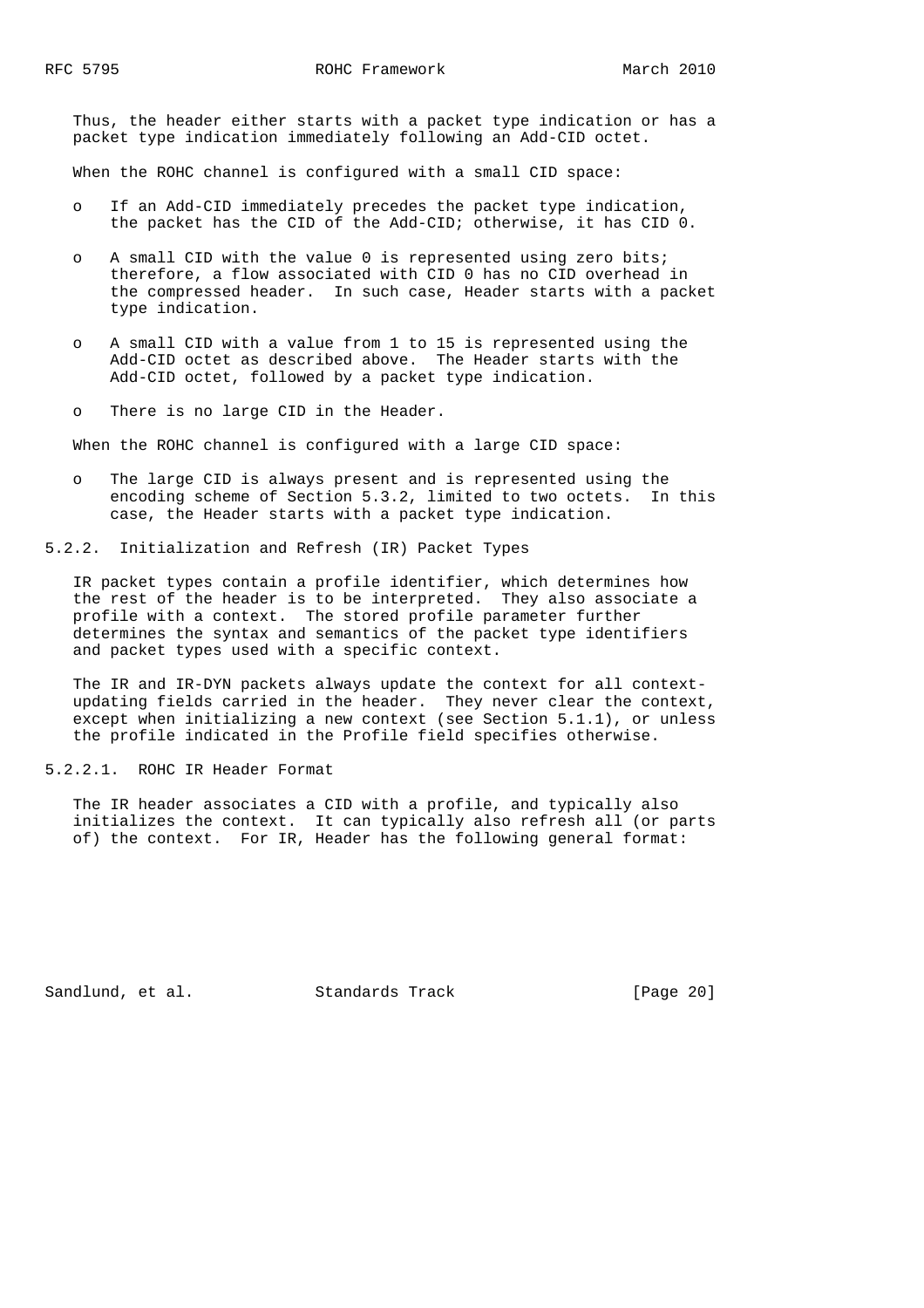Thus, the header either starts with a packet type indication or has a packet type indication immediately following an Add-CID octet.

When the ROHC channel is configured with a small CID space:

- If an Add-CID immediately precedes the packet type indication, the packet has the CID of the Add-CID; otherwise, it has CID 0.
- A small CID with the value 0 is represented using zero bits; therefore, a flow associated with CID 0 has no CID overhead in the compressed header. In such case, Header starts with a packet type indication.
- A small CID with a value from 1 to 15 is represented using the Add-CID octet as described above. The Header starts with the Add-CID octet, followed by a packet type indication.
- There is no large CID in the Header.

When the ROHC channel is configured with a large CID space:

- The large CID is always present and is represented using the encoding scheme of Section 5.3.2, limited to two octets. In this case, the Header starts with a packet type indication.

### 5.2.2. Initialization and Refresh (IR) Packet Types

IR packet types contain a profile identifier, which determines how the rest of the header is to be interpreted. They also associate a profile with a context. The stored profile parameter further determines the syntax and semantics of the packet type identifiers and packet types used with a specific context.

The IR and IR-DYN packets always update the context for all context-updating fields carried in the header. They never clear the context, except when initializing a new context (see Section 5.1.1), or unless the profile indicated in the Profile field specifies otherwise.

#### 5.2.2.1. ROHC IR Header Format

The IR header associates a CID with a profile, and typically also initializes the context. It can typically also refresh all (or parts of) the context. For IR, Header has the following general format: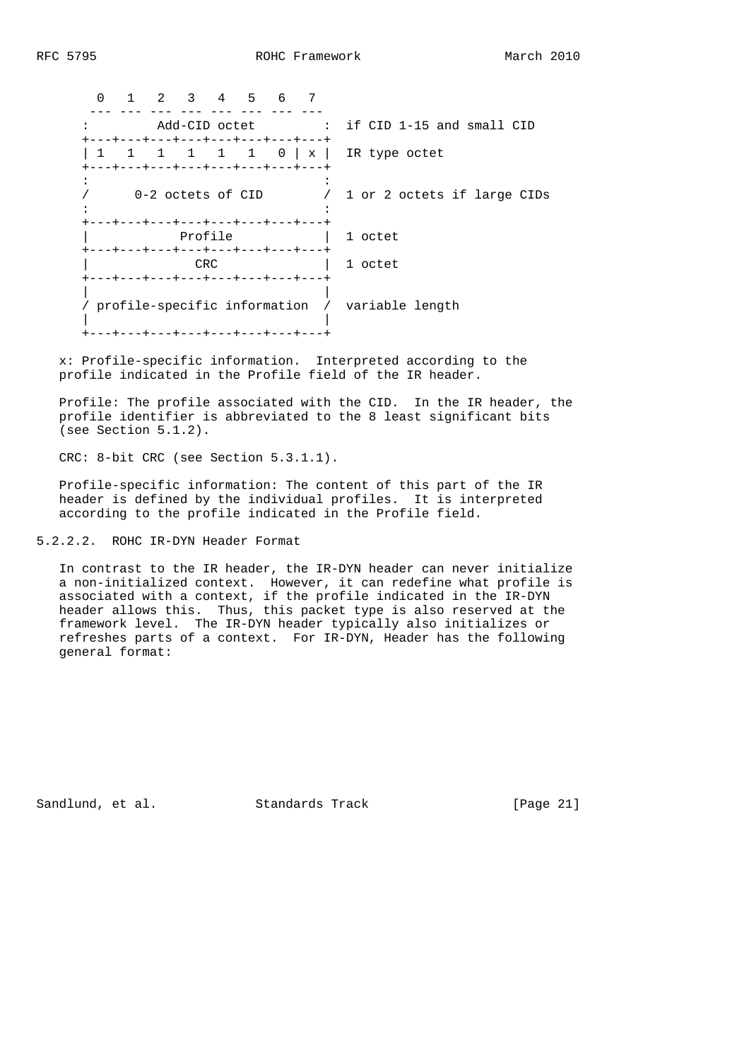```
  0   1   2   3   4   5   6   7
 --- --- --- --- --- --- --- ---
:        Add-CID octet         :  if CID 1-15 and small CID
+---+---+---+---+---+---+---+---+
| 1   1   1   1   1   1   0 | x |  IR type octet
+---+---+---+---+---+---+---+---+
:                               :
/      0-2 octets of CID        /  1 or 2 octets if large CIDs
:                               :
+---+---+---+---+---+---+---+---+
|            Profile            |  1 octet
+---+---+---+---+---+---+---+---+
|              CRC              |  1 octet
+---+---+---+---+---+---+---+---+
|                               |
/ profile-specific information  /  variable length
|                               |
+---+---+---+---+---+---+---+---+
```

x: Profile-specific information. Interpreted according to the profile indicated in the Profile field of the IR header.

Profile: The profile associated with the CID. In the IR header, the profile identifier is abbreviated to the 8 least significant bits (see Section 5.1.2).

CRC: 8-bit CRC (see Section 5.3.1.1).

Profile-specific information: The content of this part of the IR header is defined by the individual profiles. It is interpreted according to the profile indicated in the Profile field.

#### 5.2.2.2. ROHC IR-DYN Header Format

In contrast to the IR header, the IR-DYN header can never initialize a non-initialized context. However, it can redefine what profile is associated with a context, if the profile indicated in the IR-DYN header allows this. Thus, this packet type is also reserved at the framework level. The IR-DYN header typically also initializes or refreshes parts of a context. For IR-DYN, Header has the following general format: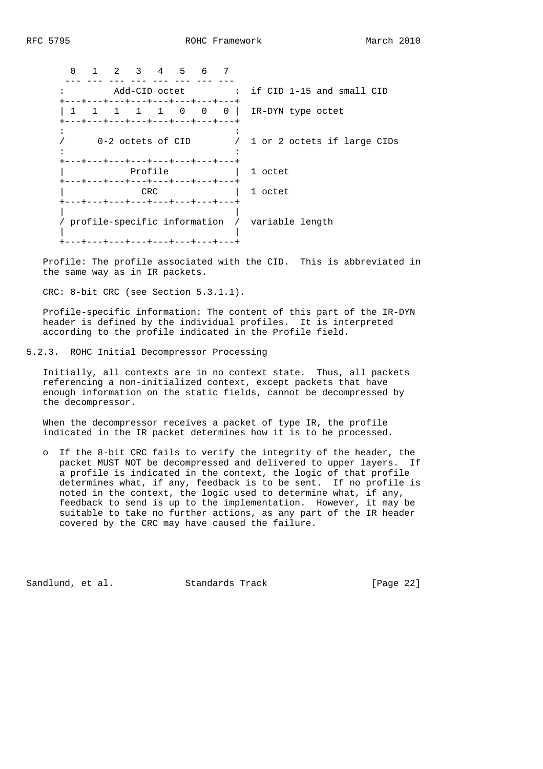```
  0   1   2   3   4   5   6   7
 --- --- --- --- --- --- --- ---
:         Add-CID octet         :  if CID 1-15 and small CID
+---+---+---+---+---+---+---+---+
| 1   1   1   1   1   0   0   0 |  IR-DYN type octet
+---+---+---+---+---+---+---+---+
:                               :
/      0-2 octets of CID        /  1 or 2 octets if large CIDs
:                               :
+---+---+---+---+---+---+---+---+
|            Profile            |  1 octet
+---+---+---+---+---+---+---+---+
|              CRC              |  1 octet
+---+---+---+---+---+---+---+---+
|                               |
/ profile-specific information  /  variable length
|                               |
+---+---+---+---+---+---+---+---+
```

Profile: The profile associated with the CID. This is abbreviated in the same way as in IR packets.

CRC: 8-bit CRC (see Section 5.3.1.1).

Profile-specific information: The content of this part of the IR-DYN header is defined by the individual profiles. It is interpreted according to the profile indicated in the Profile field.

### 5.2.3. ROHC Initial Decompressor Processing

Initially, all contexts are in no context state. Thus, all packets referencing a non-initialized context, except packets that have enough information on the static fields, cannot be decompressed by the decompressor.

When the decompressor receives a packet of type IR, the profile indicated in the IR packet determines how it is to be processed.

- If the 8-bit CRC fails to verify the integrity of the header, the packet MUST NOT be decompressed and delivered to upper layers. If a profile is indicated in the context, the logic of that profile determines what, if any, feedback is to be sent. If no profile is noted in the context, the logic used to determine what, if any, feedback to send is up to the implementation. However, it may be suitable to take no further actions, as any part of the IR header covered by the CRC may have caused the failure.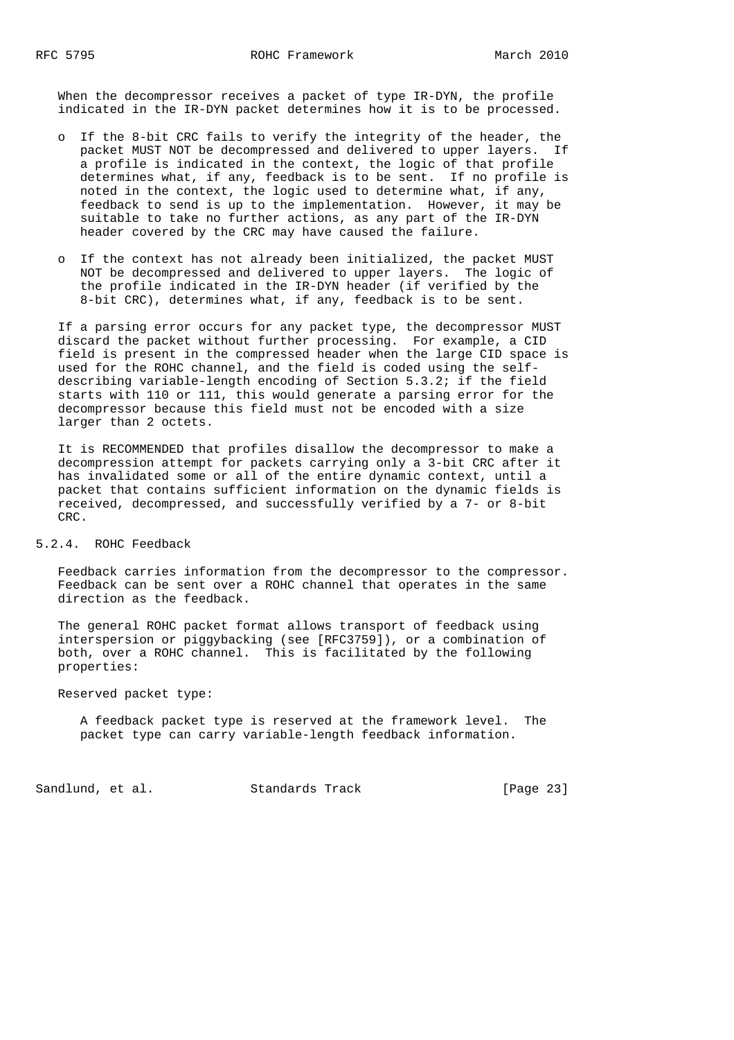When the decompressor receives a packet of type IR-DYN, the profile indicated in the IR-DYN packet determines how it is to be processed.

- If the 8-bit CRC fails to verify the integrity of the header, the packet MUST NOT be decompressed and delivered to upper layers. If a profile is indicated in the context, the logic of that profile determines what, if any, feedback is to be sent. If no profile is noted in the context, the logic used to determine what, if any, feedback to send is up to the implementation. However, it may be suitable to take no further actions, as any part of the IR-DYN header covered by the CRC may have caused the failure.

- If the context has not already been initialized, the packet MUST NOT be decompressed and delivered to upper layers. The logic of the profile indicated in the IR-DYN header (if verified by the 8-bit CRC), determines what, if any, feedback is to be sent.

If a parsing error occurs for any packet type, the decompressor MUST discard the packet without further processing. For example, a CID field is present in the compressed header when the large CID space is used for the ROHC channel, and the field is coded using the self-describing variable-length encoding of Section 5.3.2; if the field starts with 110 or 111, this would generate a parsing error for the decompressor because this field must not be encoded with a size larger than 2 octets.

It is RECOMMENDED that profiles disallow the decompressor to make a decompression attempt for packets carrying only a 3-bit CRC after it has invalidated some or all of the entire dynamic context, until a packet that contains sufficient information on the dynamic fields is received, decompressed, and successfully verified by a 7- or 8-bit CRC.

### 5.2.4. ROHC Feedback

Feedback carries information from the decompressor to the compressor. Feedback can be sent over a ROHC channel that operates in the same direction as the feedback.

The general ROHC packet format allows transport of feedback using interspersion or piggybacking (see [RFC3759]), or a combination of both, over a ROHC channel. This is facilitated by the following properties:

Reserved packet type:

A feedback packet type is reserved at the framework level. The packet type can carry variable-length feedback information.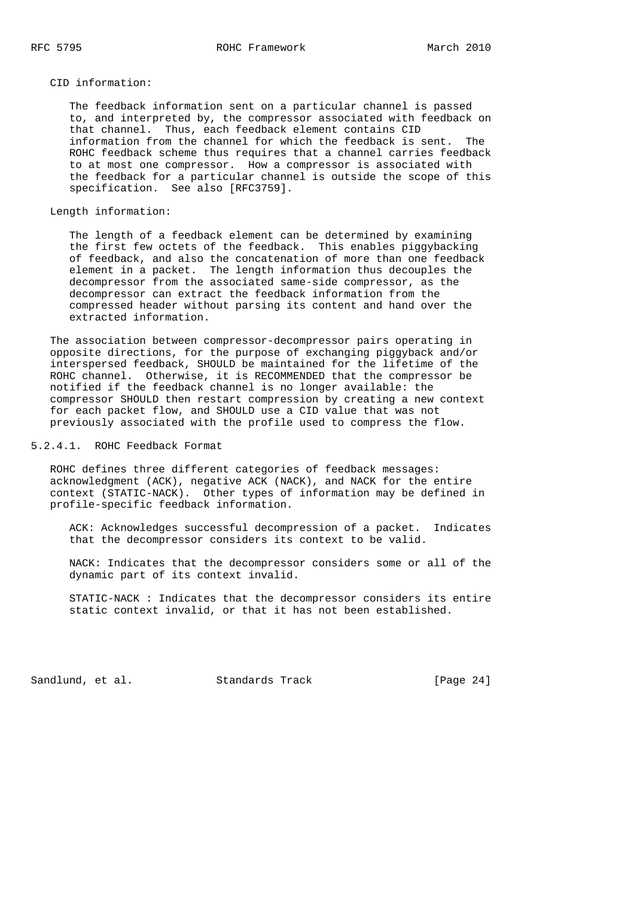CID information:

The feedback information sent on a particular channel is passed to, and interpreted by, the compressor associated with feedback on that channel. Thus, each feedback element contains CID information from the channel for which the feedback is sent. The ROHC feedback scheme thus requires that a channel carries feedback to at most one compressor. How a compressor is associated with the feedback for a particular channel is outside the scope of this specification. See also [RFC3759].

Length information:

The length of a feedback element can be determined by examining the first few octets of the feedback. This enables piggybacking of feedback, and also the concatenation of more than one feedback element in a packet. The length information thus decouples the decompressor from the associated same-side compressor, as the decompressor can extract the feedback information from the compressed header without parsing its content and hand over the extracted information.

The association between compressor-decompressor pairs operating in opposite directions, for the purpose of exchanging piggyback and/or interspersed feedback, SHOULD be maintained for the lifetime of the ROHC channel. Otherwise, it is RECOMMENDED that the compressor be notified if the feedback channel is no longer available: the compressor SHOULD then restart compression by creating a new context for each packet flow, and SHOULD use a CID value that was not previously associated with the profile used to compress the flow.

#### 5.2.4.1. ROHC Feedback Format

ROHC defines three different categories of feedback messages: acknowledgment (ACK), negative ACK (NACK), and NACK for the entire context (STATIC-NACK). Other types of information may be defined in profile-specific feedback information.

ACK: Acknowledges successful decompression of a packet. Indicates that the decompressor considers its context to be valid.

NACK: Indicates that the decompressor considers some or all of the dynamic part of its context invalid.

STATIC-NACK : Indicates that the decompressor considers its entire static context invalid, or that it has not been established.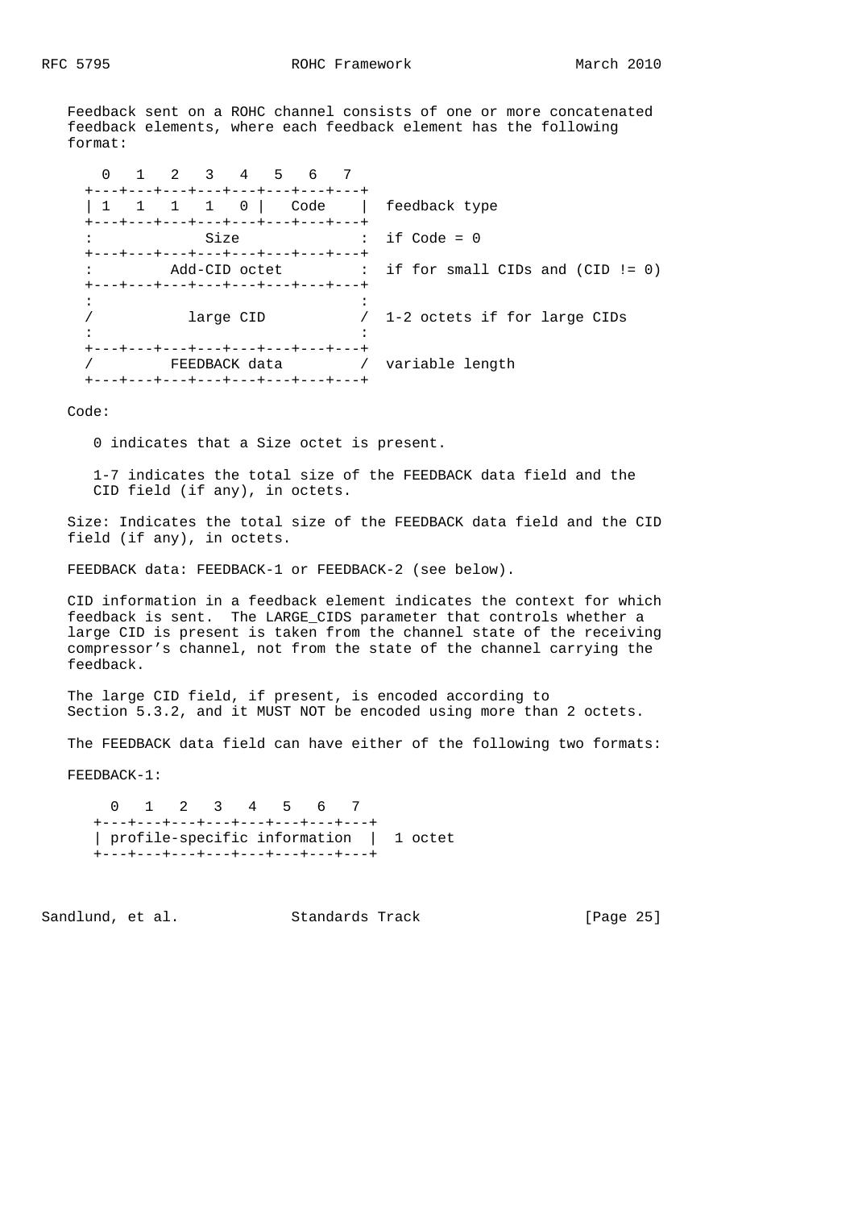Feedback sent on a ROHC channel consists of one or more concatenated feedback elements, where each feedback element has the following format:

```
  0   1   2   3   4   5   6   7
+---+---+---+---+---+---+---+---+
| 1   1   1   1   0 |   Code    |  feedback type
+---+---+---+---+---+---+---+---+
:            Size               :  if Code = 0
+---+---+---+---+---+---+---+---+
:         Add-CID octet         :  if for small CIDs and (CID != 0)
+---+---+---+---+---+---+---+---+
:                               :
/           large CID           /  1-2 octets if for large CIDs
:                               :
+---+---+---+---+---+---+---+---+
/         FEEDBACK data         /  variable length
+---+---+---+---+---+---+---+---+
```

Code:

0 indicates that a Size octet is present.

1-7 indicates the total size of the FEEDBACK data field and the CID field (if any), in octets.

Size: Indicates the total size of the FEEDBACK data field and the CID field (if any), in octets.

FEEDBACK data: FEEDBACK-1 or FEEDBACK-2 (see below).

CID information in a feedback element indicates the context for which feedback is sent. The LARGE_CIDS parameter that controls whether a large CID is present is taken from the channel state of the receiving compressor's channel, not from the state of the channel carrying the feedback.

The large CID field, if present, is encoded according to Section 5.3.2, and it MUST NOT be encoded using more than 2 octets.

The FEEDBACK data field can have either of the following two formats:

FEEDBACK-1:

```
  0   1   2   3   4   5   6   7
+---+---+---+---+---+---+---+---+
| profile-specific information  |  1 octet
+---+---+---+---+---+---+---+---+
```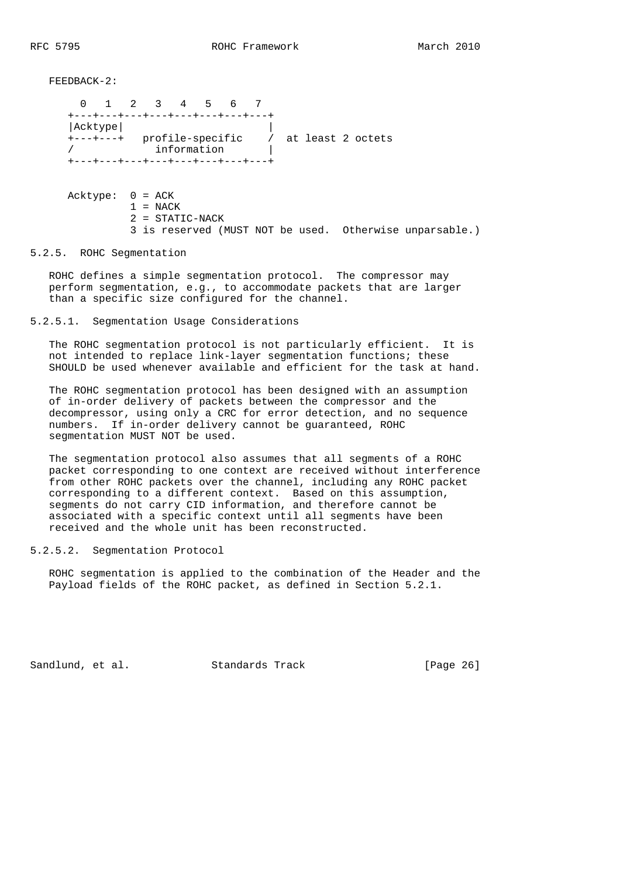FEEDBACK-2:

```
  0   1   2   3   4   5   6   7
+---+---+---+---+---+---+---+---+
|Acktype|                       |
+---+---+   profile-specific    /  at least 2 octets
/             information       |
+---+---+---+---+---+---+---+---+
```

```
Acktype:  0 = ACK
          1 = NACK
          2 = STATIC-NACK
          3 is reserved (MUST NOT be used.  Otherwise unparsable.)
```

#### 5.2.5. ROHC Segmentation

ROHC defines a simple segmentation protocol. The compressor may perform segmentation, e.g., to accommodate packets that are larger than a specific size configured for the channel.

##### 5.2.5.1. Segmentation Usage Considerations

The ROHC segmentation protocol is not particularly efficient. It is not intended to replace link-layer segmentation functions; these SHOULD be used whenever available and efficient for the task at hand.

The ROHC segmentation protocol has been designed with an assumption of in-order delivery of packets between the compressor and the decompressor, using only a CRC for error detection, and no sequence numbers. If in-order delivery cannot be guaranteed, ROHC segmentation MUST NOT be used.

The segmentation protocol also assumes that all segments of a ROHC packet corresponding to one context are received without interference from other ROHC packets over the channel, including any ROHC packet corresponding to a different context. Based on this assumption, segments do not carry CID information, and therefore cannot be associated with a specific context until all segments have been received and the whole unit has been reconstructed.

##### 5.2.5.2. Segmentation Protocol

ROHC segmentation is applied to the combination of the Header and the Payload fields of the ROHC packet, as defined in Section 5.2.1.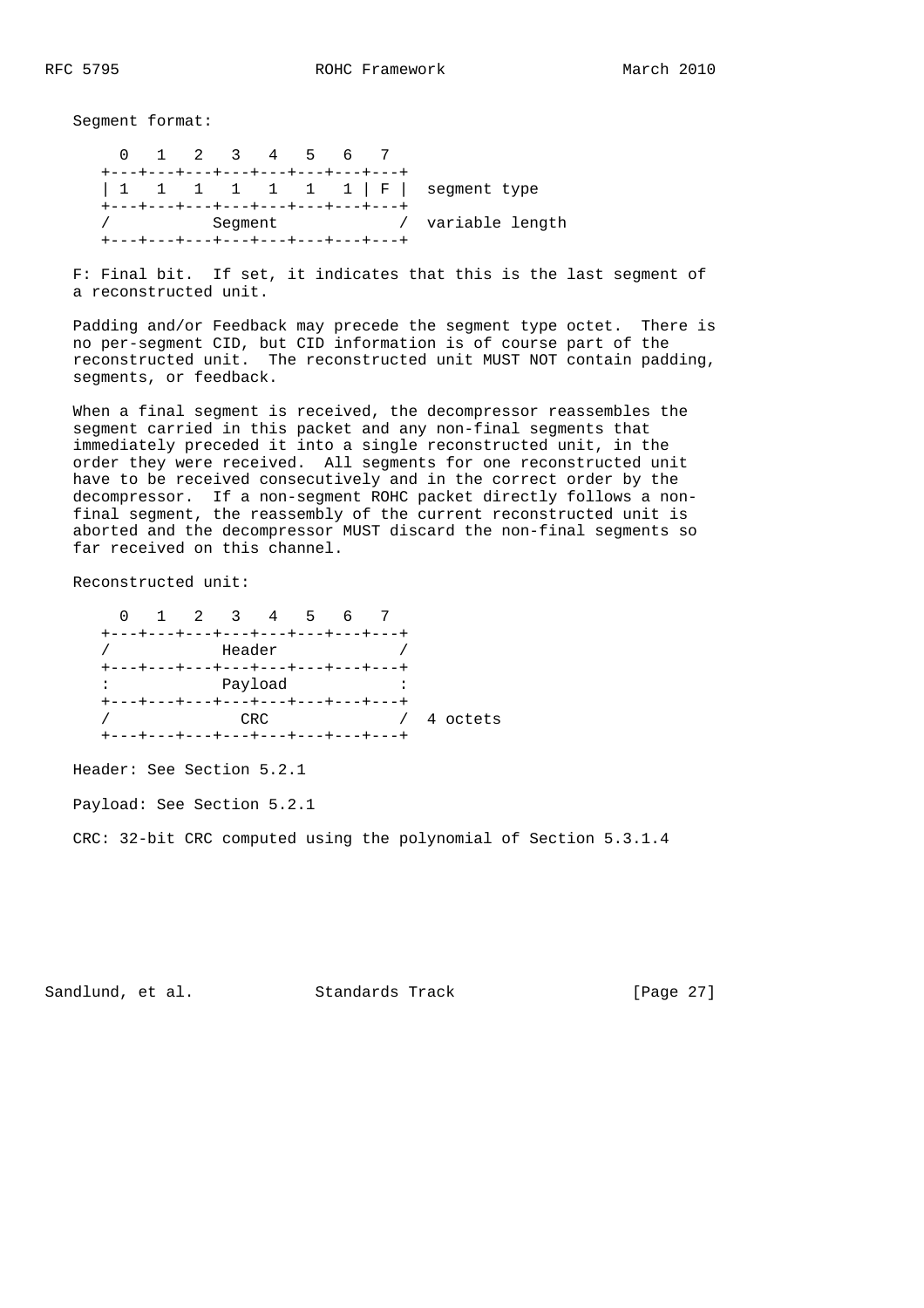Segment format:

```
  0   1   2   3   4   5   6   7
+---+---+---+---+---+---+---+---+
| 1   1   1   1   1   1   1 | F |  segment type
+---+---+---+---+---+---+---+---+
/           Segment             /  variable length
+---+---+---+---+---+---+---+---+
```

F: Final bit. If set, it indicates that this is the last segment of a reconstructed unit.

Padding and/or Feedback may precede the segment type octet. There is no per-segment CID, but CID information is of course part of the reconstructed unit. The reconstructed unit MUST NOT contain padding, segments, or feedback.

When a final segment is received, the decompressor reassembles the segment carried in this packet and any non-final segments that immediately preceded it into a single reconstructed unit, in the order they were received. All segments for one reconstructed unit have to be received consecutively and in the correct order by the decompressor. If a non-segment ROHC packet directly follows a non-final segment, the reassembly of the current reconstructed unit is aborted and the decompressor MUST discard the non-final segments so far received on this channel.

Reconstructed unit:

```
  0   1   2   3   4   5   6   7
+---+---+---+---+---+---+---+---+
/           Header              /
+---+---+---+---+---+---+---+---+
:           Payload             :
+---+---+---+---+---+---+---+---+
/              CRC              /  4 octets
+---+---+---+---+---+---+---+---+
```

Header: See Section 5.2.1

Payload: See Section 5.2.1

CRC: 32-bit CRC computed using the polynomial of Section 5.3.1.4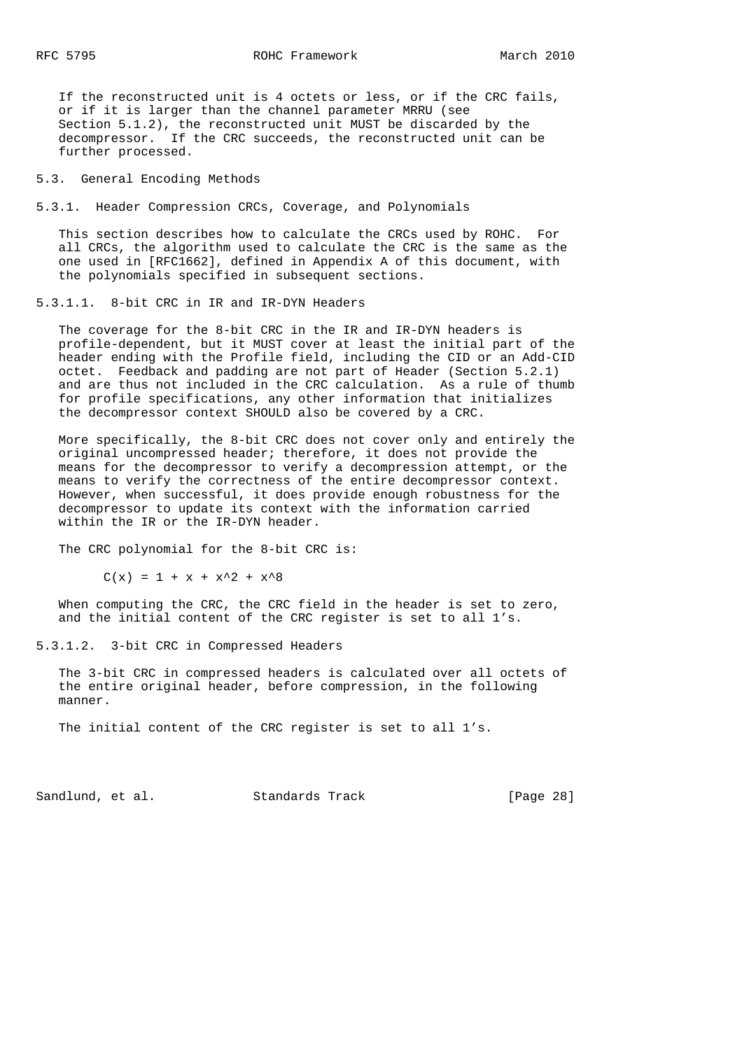If the reconstructed unit is 4 octets or less, or if the CRC fails, or if it is larger than the channel parameter MRRU (see Section 5.1.2), the reconstructed unit MUST be discarded by the decompressor. If the CRC succeeds, the reconstructed unit can be further processed.

## 5.3. General Encoding Methods

### 5.3.1. Header Compression CRCs, Coverage, and Polynomials

This section describes how to calculate the CRCs used by ROHC. For all CRCs, the algorithm used to calculate the CRC is the same as the one used in [RFC1662], defined in Appendix A of this document, with the polynomials specified in subsequent sections.

#### 5.3.1.1. 8-bit CRC in IR and IR-DYN Headers

The coverage for the 8-bit CRC in the IR and IR-DYN headers is profile-dependent, but it MUST cover at least the initial part of the header ending with the Profile field, including the CID or an Add-CID octet. Feedback and padding are not part of Header (Section 5.2.1) and are thus not included in the CRC calculation. As a rule of thumb for profile specifications, any other information that initializes the decompressor context SHOULD also be covered by a CRC.

More specifically, the 8-bit CRC does not cover only and entirely the original uncompressed header; therefore, it does not provide the means for the decompressor to verify a decompression attempt, or the means to verify the correctness of the entire decompressor context. However, when successful, it does provide enough robustness for the decompressor to update its context with the information carried within the IR or the IR-DYN header.

The CRC polynomial for the 8-bit CRC is:

$$C(x) = 1 + x + x^2 + x^8$$

When computing the CRC, the CRC field in the header is set to zero, and the initial content of the CRC register is set to all 1's.

#### 5.3.1.2. 3-bit CRC in Compressed Headers

The 3-bit CRC in compressed headers is calculated over all octets of the entire original header, before compression, in the following manner.

The initial content of the CRC register is set to all 1's.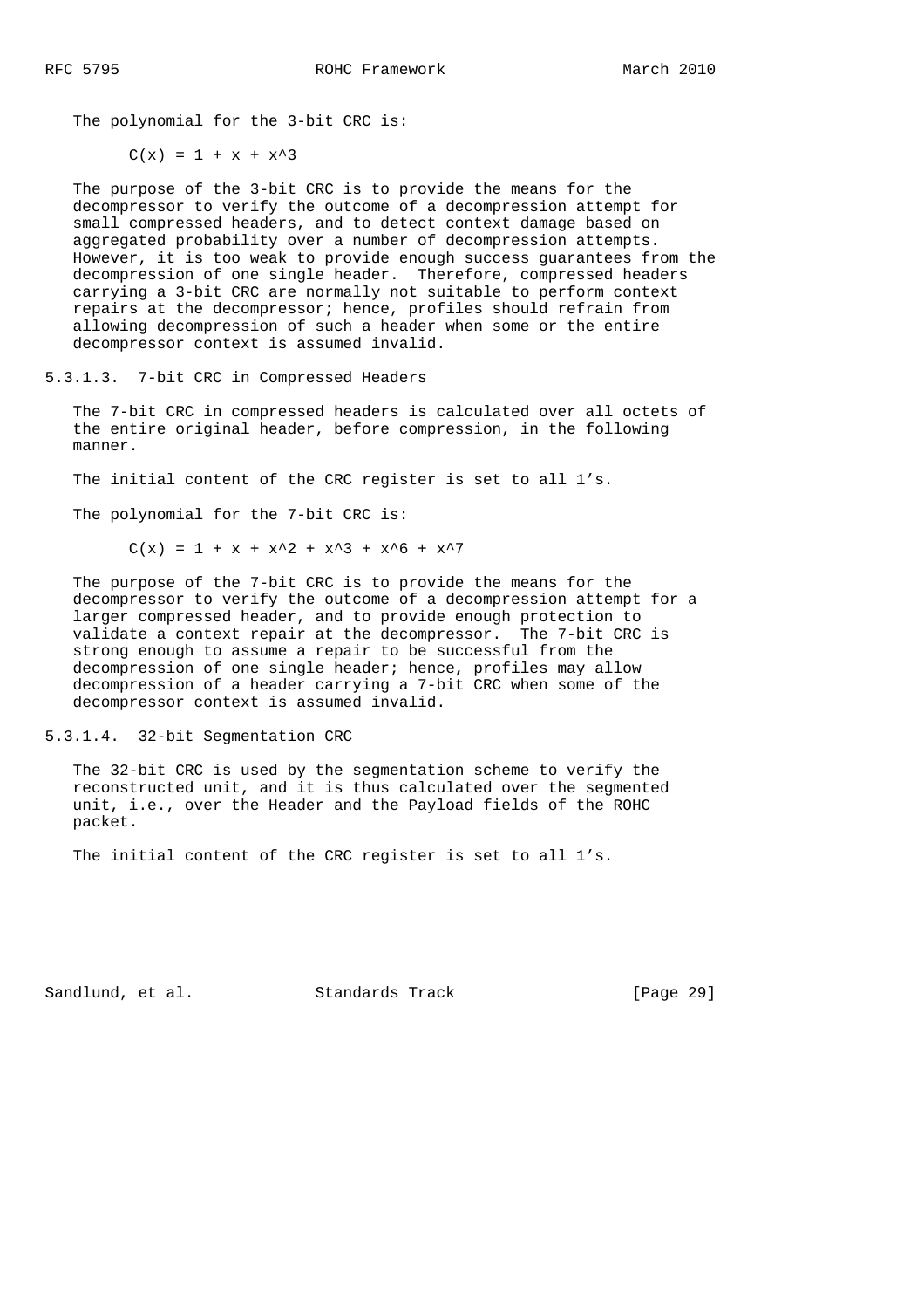The polynomial for the 3-bit CRC is:

$$C(x) = 1 + x + x^3$$

The purpose of the 3-bit CRC is to provide the means for the decompressor to verify the outcome of a decompression attempt for small compressed headers, and to detect context damage based on aggregated probability over a number of decompression attempts. However, it is too weak to provide enough success guarantees from the decompression of one single header. Therefore, compressed headers carrying a 3-bit CRC are normally not suitable to perform context repairs at the decompressor; hence, profiles should refrain from allowing decompression of such a header when some or the entire decompressor context is assumed invalid.

#### 5.3.1.3. 7-bit CRC in Compressed Headers

The 7-bit CRC in compressed headers is calculated over all octets of the entire original header, before compression, in the following manner.

The initial content of the CRC register is set to all 1's.

The polynomial for the 7-bit CRC is:

$$C(x) = 1 + x + x^2 + x^3 + x^6 + x^7$$

The purpose of the 7-bit CRC is to provide the means for the decompressor to verify the outcome of a decompression attempt for a larger compressed header, and to provide enough protection to validate a context repair at the decompressor. The 7-bit CRC is strong enough to assume a repair to be successful from the decompression of one single header; hence, profiles may allow decompression of a header carrying a 7-bit CRC when some of the decompressor context is assumed invalid.

#### 5.3.1.4. 32-bit Segmentation CRC

The 32-bit CRC is used by the segmentation scheme to verify the reconstructed unit, and it is thus calculated over the segmented unit, i.e., over the Header and the Payload fields of the ROHC packet.

The initial content of the CRC register is set to all 1's.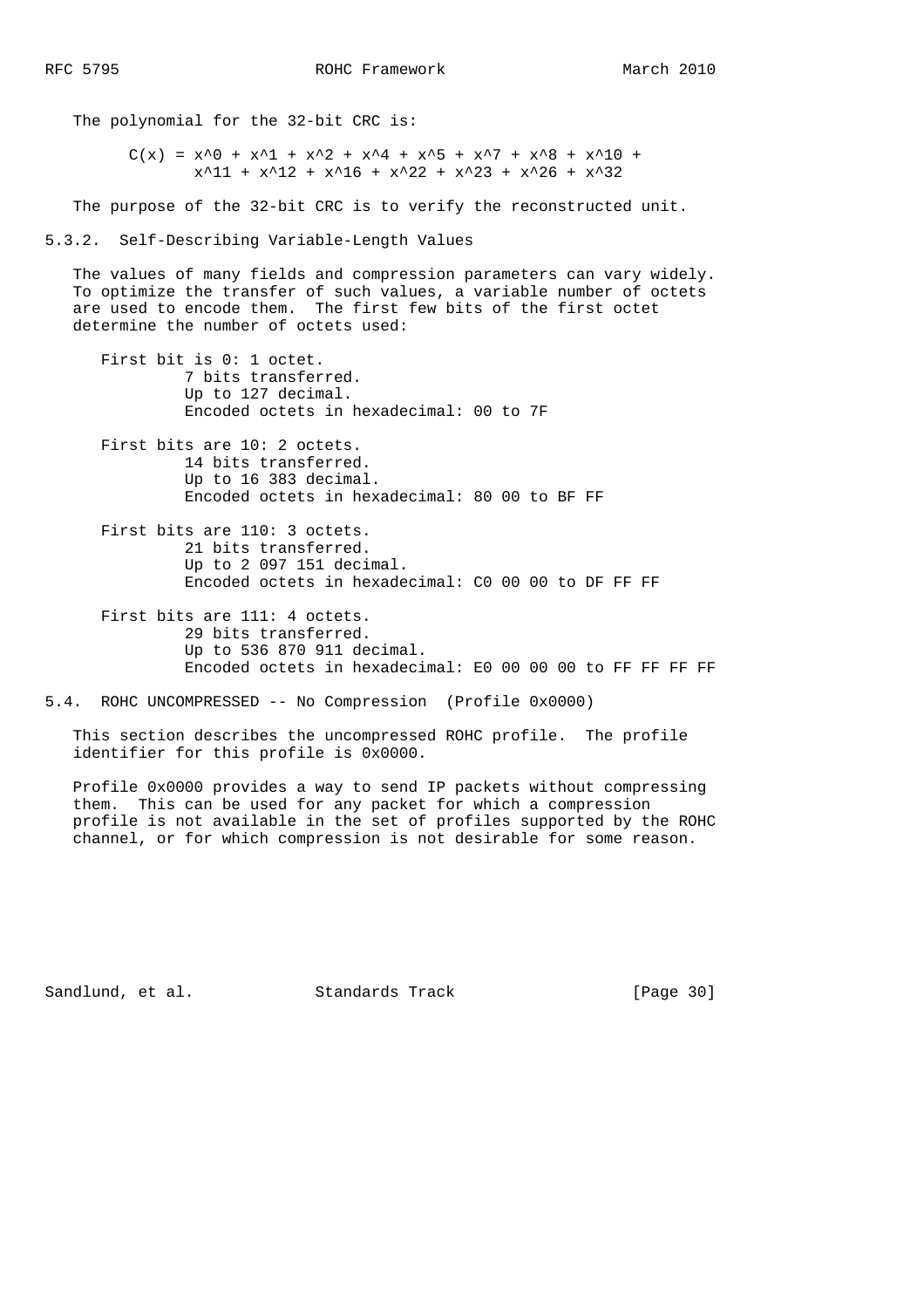The polynomial for the 32-bit CRC is:

$$C(x) = x^0 + x^1 + x^2 + x^4 + x^5 + x^7 + x^8 + x^{10} + x^{11} + x^{12} + x^{16} + x^{22} + x^{23} + x^{26} + x^{32}$$

The purpose of the 32-bit CRC is to verify the reconstructed unit.

### 5.3.2. Self-Describing Variable-Length Values

The values of many fields and compression parameters can vary widely. To optimize the transfer of such values, a variable number of octets are used to encode them. The first few bits of the first octet determine the number of octets used:

- First bit is 0: 1 octet.
  7 bits transferred.
  Up to 127 decimal.
  Encoded octets in hexadecimal: 00 to 7F

- First bits are 10: 2 octets.
  14 bits transferred.
  Up to 16 383 decimal.
  Encoded octets in hexadecimal: 80 00 to BF FF

- First bits are 110: 3 octets.
  21 bits transferred.
  Up to 2 097 151 decimal.
  Encoded octets in hexadecimal: C0 00 00 to DF FF FF

- First bits are 111: 4 octets.
  29 bits transferred.
  Up to 536 870 911 decimal.
  Encoded octets in hexadecimal: E0 00 00 00 to FF FF FF FF

## 5.4. ROHC UNCOMPRESSED -- No Compression (Profile 0x0000)

This section describes the uncompressed ROHC profile. The profile identifier for this profile is 0x0000.

Profile 0x0000 provides a way to send IP packets without compressing them. This can be used for any packet for which a compression profile is not available in the set of profiles supported by the ROHC channel, or for which compression is not desirable for some reason.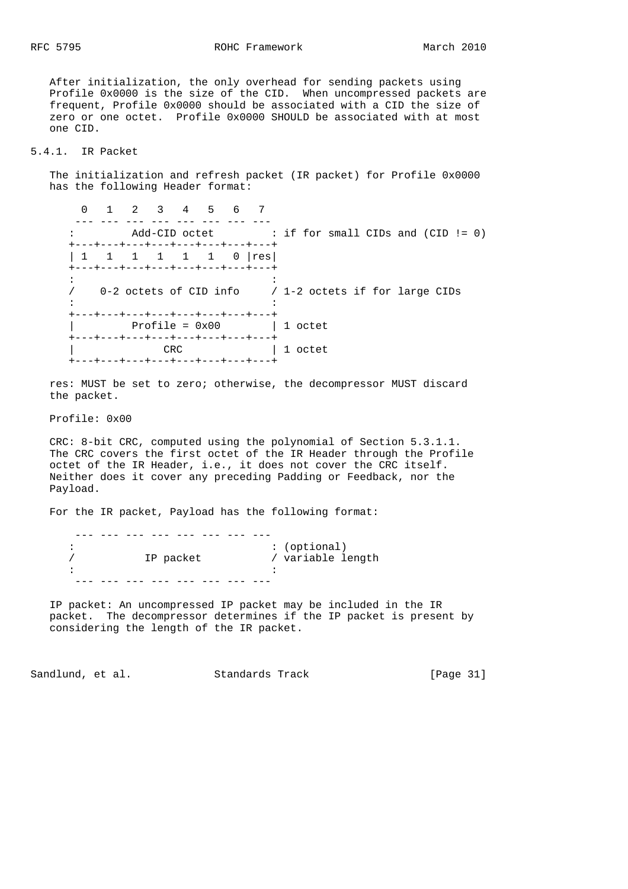After initialization, the only overhead for sending packets using Profile 0x0000 is the size of the CID. When uncompressed packets are frequent, Profile 0x0000 should be associated with a CID the size of zero or one octet. Profile 0x0000 SHOULD be associated with at most one CID.

### 5.4.1. IR Packet

The initialization and refresh packet (IR packet) for Profile 0x0000 has the following Header format:

```
  0   1   2   3   4   5   6   7
 --- --- --- --- --- --- --- ---
:         Add-CID octet         : if for small CIDs and (CID != 0)
+---+---+---+---+---+---+---+---+
| 1   1   1   1   1   1   0 |res|
+---+---+---+---+---+---+---+---+
:                               :
/    0-2 octets of CID info     / 1-2 octets if for large CIDs
:                               :
+---+---+---+---+---+---+---+---+
|         Profile = 0x00        | 1 octet
+---+---+---+---+---+---+---+---+
|              CRC              | 1 octet
+---+---+---+---+---+---+---+---+
```

res: MUST be set to zero; otherwise, the decompressor MUST discard the packet.

Profile: 0x00

CRC: 8-bit CRC, computed using the polynomial of Section 5.3.1.1. The CRC covers the first octet of the IR Header through the Profile octet of the IR Header, i.e., it does not cover the CRC itself. Neither does it cover any preceding Padding or Feedback, nor the Payload.

For the IR packet, Payload has the following format:

```
 --- --- --- --- --- --- --- ---
:                               : (optional)
/           IP packet           / variable length
:                               :
 --- --- --- --- --- --- --- ---
```

IP packet: An uncompressed IP packet may be included in the IR packet. The decompressor determines if the IP packet is present by considering the length of the IR packet.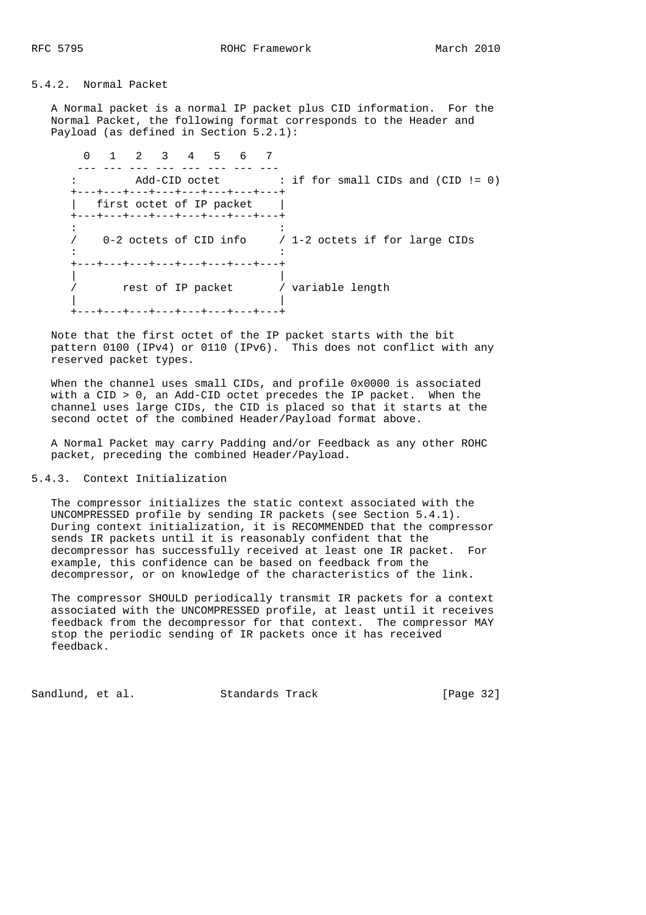### 5.4.2. Normal Packet

A Normal packet is a normal IP packet plus CID information. For the Normal Packet, the following format corresponds to the Header and Payload (as defined in Section 5.2.1):

```
      0   1   2   3   4   5   6   7
     --- --- --- --- --- --- --- ---
    :         Add-CID octet         : if for small CIDs and (CID != 0)
    +---+---+---+---+---+---+---+---+
    |   first octet of IP packet    |
    +---+---+---+---+---+---+---+---+
    :                               :
    /    0-2 octets of CID info     / 1-2 octets if for large CIDs
    :                               :
    +---+---+---+---+---+---+---+---+
    |                               |
    /       rest of IP packet       / variable length
    |                               |
    +---+---+---+---+---+---+---+---+
```

Note that the first octet of the IP packet starts with the bit pattern 0100 (IPv4) or 0110 (IPv6). This does not conflict with any reserved packet types.

When the channel uses small CIDs, and profile 0x0000 is associated with a CID > 0, an Add-CID octet precedes the IP packet. When the channel uses large CIDs, the CID is placed so that it starts at the second octet of the combined Header/Payload format above.

A Normal Packet may carry Padding and/or Feedback as any other ROHC packet, preceding the combined Header/Payload.

### 5.4.3. Context Initialization

The compressor initializes the static context associated with the UNCOMPRESSED profile by sending IR packets (see Section 5.4.1). During context initialization, it is RECOMMENDED that the compressor sends IR packets until it is reasonably confident that the decompressor has successfully received at least one IR packet. For example, this confidence can be based on feedback from the decompressor, or on knowledge of the characteristics of the link.

The compressor SHOULD periodically transmit IR packets for a context associated with the UNCOMPRESSED profile, at least until it receives feedback from the decompressor for that context. The compressor MAY stop the periodic sending of IR packets once it has received feedback.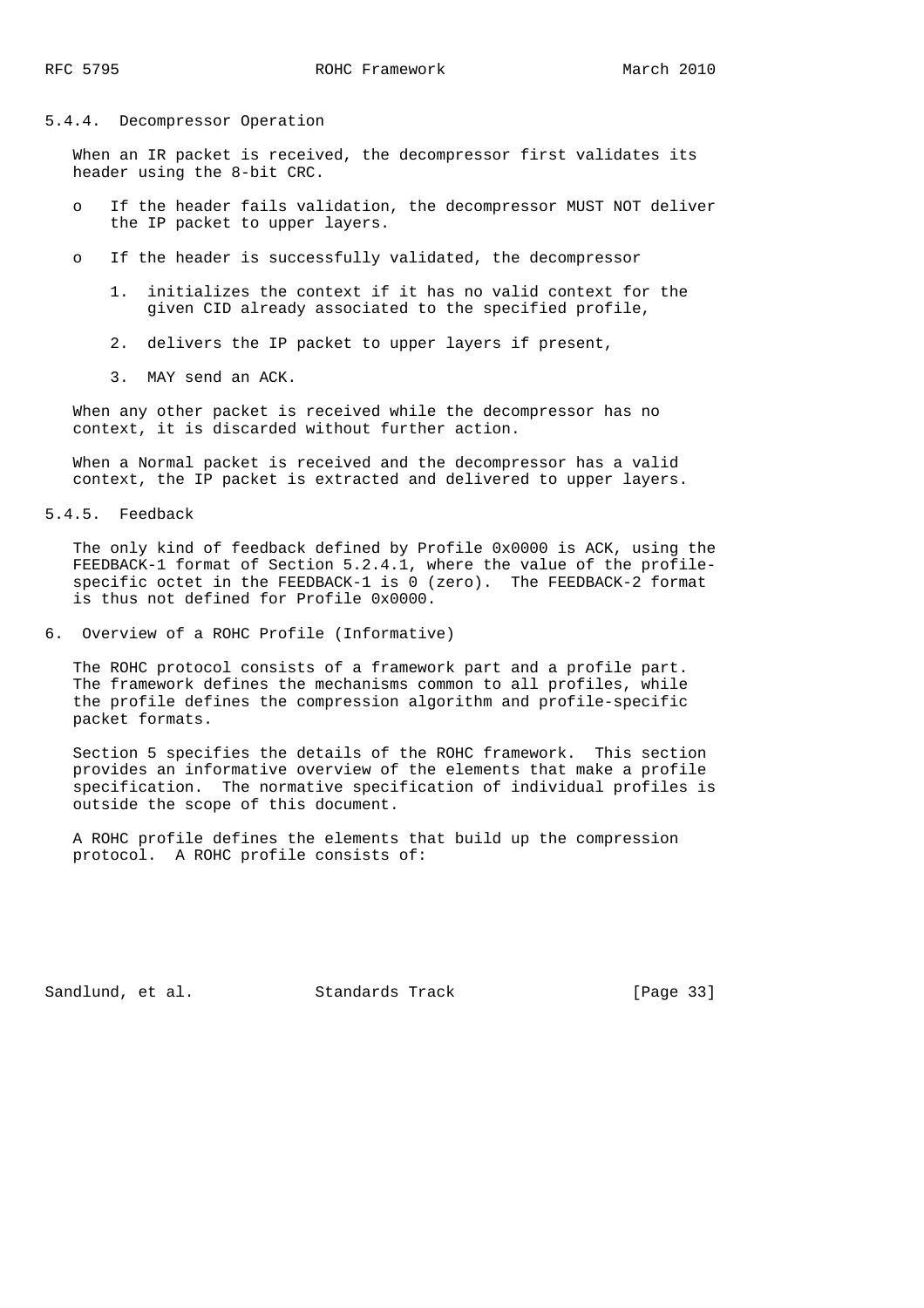#### 5.4.4. Decompressor Operation

When an IR packet is received, the decompressor first validates its header using the 8-bit CRC.

- If the header fails validation, the decompressor MUST NOT deliver the IP packet to upper layers.

- If the header is successfully validated, the decompressor

  1. initializes the context if it has no valid context for the given CID already associated to the specified profile,

  2. delivers the IP packet to upper layers if present,

  3. MAY send an ACK.

When any other packet is received while the decompressor has no context, it is discarded without further action.

When a Normal packet is received and the decompressor has a valid context, the IP packet is extracted and delivered to upper layers.

#### 5.4.5. Feedback

The only kind of feedback defined by Profile 0x0000 is ACK, using the FEEDBACK-1 format of Section 5.2.4.1, where the value of the profile-specific octet in the FEEDBACK-1 is 0 (zero). The FEEDBACK-2 format is thus not defined for Profile 0x0000.

## 6. Overview of a ROHC Profile (Informative)

The ROHC protocol consists of a framework part and a profile part. The framework defines the mechanisms common to all profiles, while the profile defines the compression algorithm and profile-specific packet formats.

Section 5 specifies the details of the ROHC framework. This section provides an informative overview of the elements that make a profile specification. The normative specification of individual profiles is outside the scope of this document.

A ROHC profile defines the elements that build up the compression protocol. A ROHC profile consists of: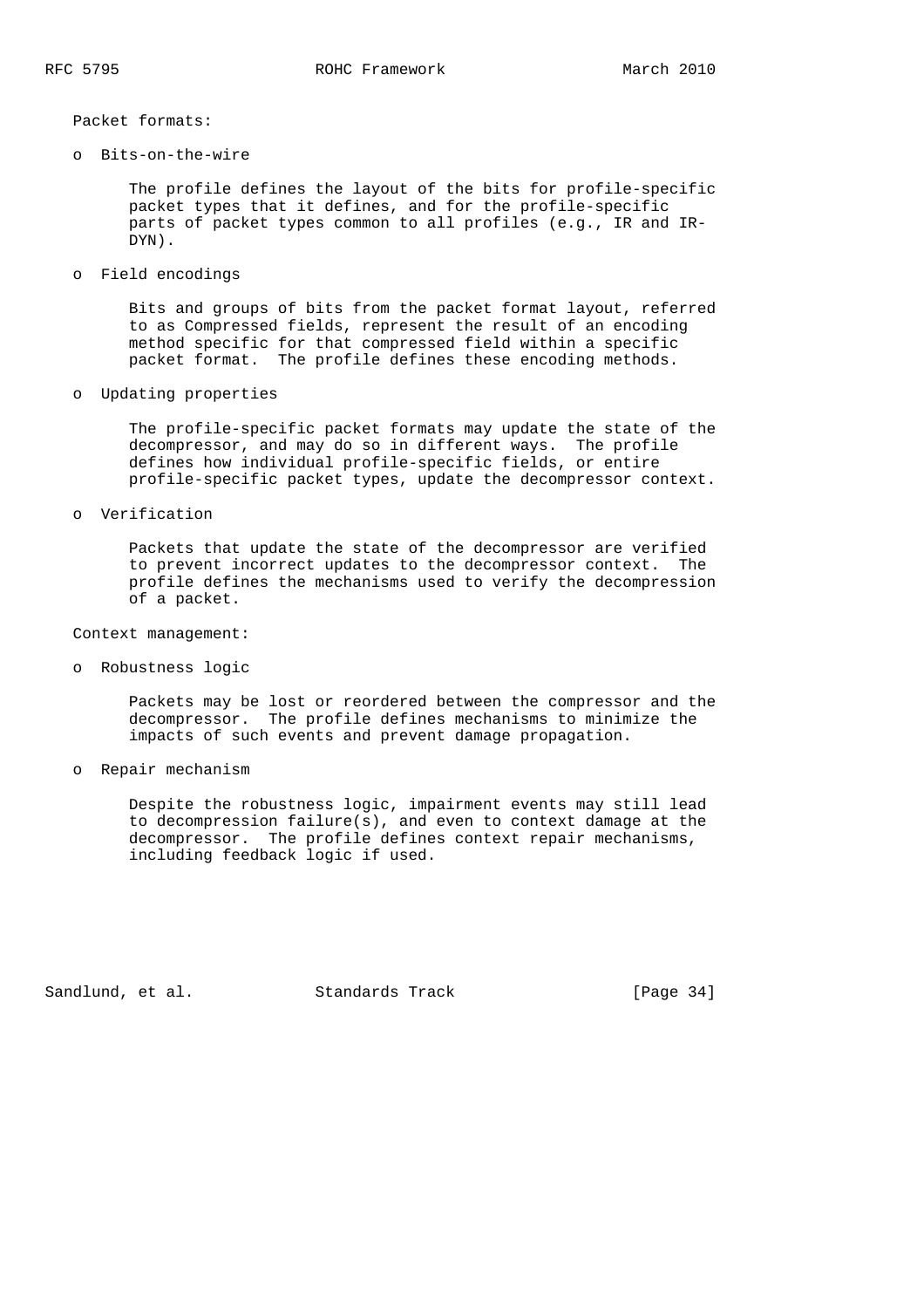Packet formats:

- Bits-on-the-wire

  The profile defines the layout of the bits for profile-specific packet types that it defines, and for the profile-specific parts of packet types common to all profiles (e.g., IR and IR-DYN).

- Field encodings

  Bits and groups of bits from the packet format layout, referred to as Compressed fields, represent the result of an encoding method specific for that compressed field within a specific packet format. The profile defines these encoding methods.

- Updating properties

  The profile-specific packet formats may update the state of the decompressor, and may do so in different ways. The profile defines how individual profile-specific fields, or entire profile-specific packet types, update the decompressor context.

- Verification

  Packets that update the state of the decompressor are verified to prevent incorrect updates to the decompressor context. The profile defines the mechanisms used to verify the decompression of a packet.

Context management:

- Robustness logic

  Packets may be lost or reordered between the compressor and the decompressor. The profile defines mechanisms to minimize the impacts of such events and prevent damage propagation.

- Repair mechanism

  Despite the robustness logic, impairment events may still lead to decompression failure(s), and even to context damage at the decompressor. The profile defines context repair mechanisms, including feedback logic if used.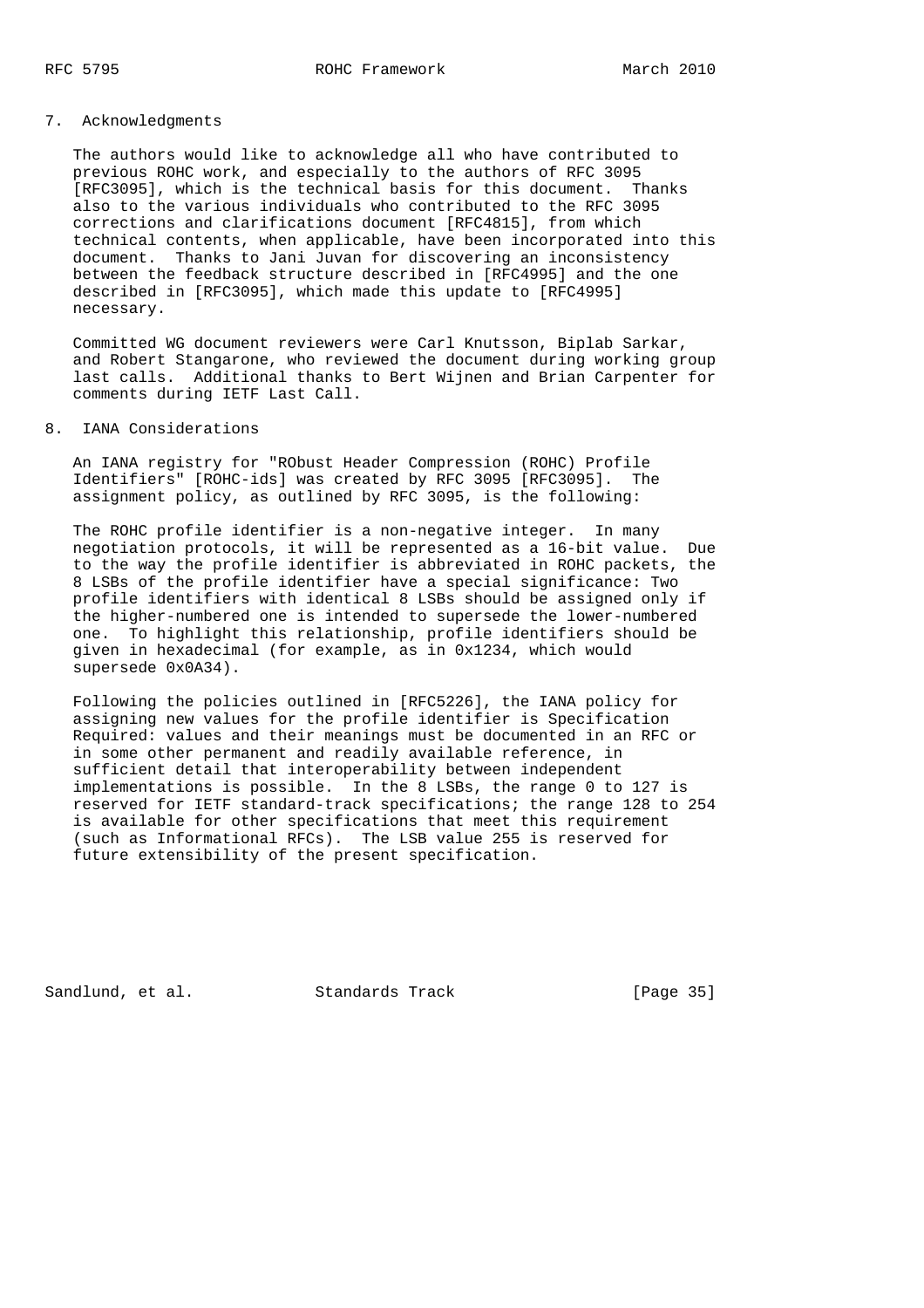## 7. Acknowledgments

The authors would like to acknowledge all who have contributed to previous ROHC work, and especially to the authors of RFC 3095 [RFC3095], which is the technical basis for this document. Thanks also to the various individuals who contributed to the RFC 3095 corrections and clarifications document [RFC4815], from which technical contents, when applicable, have been incorporated into this document. Thanks to Jani Juvan for discovering an inconsistency between the feedback structure described in [RFC4995] and the one described in [RFC3095], which made this update to [RFC4995] necessary.

Committed WG document reviewers were Carl Knutsson, Biplab Sarkar, and Robert Stangarone, who reviewed the document during working group last calls. Additional thanks to Bert Wijnen and Brian Carpenter for comments during IETF Last Call.

## 8. IANA Considerations

An IANA registry for "RObust Header Compression (ROHC) Profile Identifiers" [ROHC-ids] was created by RFC 3095 [RFC3095]. The assignment policy, as outlined by RFC 3095, is the following:

The ROHC profile identifier is a non-negative integer. In many negotiation protocols, it will be represented as a 16-bit value. Due to the way the profile identifier is abbreviated in ROHC packets, the 8 LSBs of the profile identifier have a special significance: Two profile identifiers with identical 8 LSBs should be assigned only if the higher-numbered one is intended to supersede the lower-numbered one. To highlight this relationship, profile identifiers should be given in hexadecimal (for example, as in 0x1234, which would supersede 0x0A34).

Following the policies outlined in [RFC5226], the IANA policy for assigning new values for the profile identifier is Specification Required: values and their meanings must be documented in an RFC or in some other permanent and readily available reference, in sufficient detail that interoperability between independent implementations is possible. In the 8 LSBs, the range 0 to 127 is reserved for IETF standard-track specifications; the range 128 to 254 is available for other specifications that meet this requirement (such as Informational RFCs). The LSB value 255 is reserved for future extensibility of the present specification.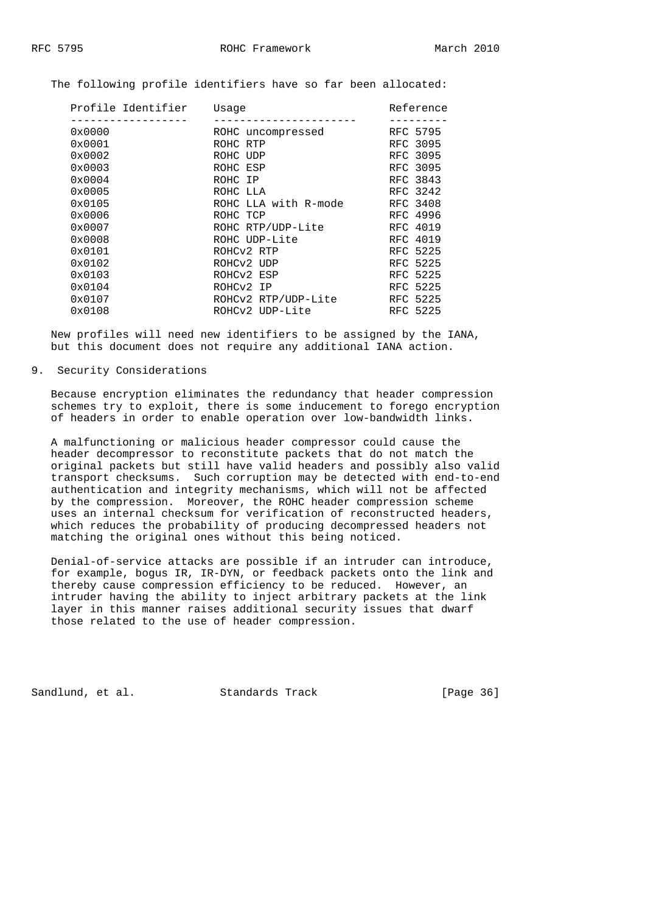The following profile identifiers have so far been allocated:

| Profile Identifier | Usage | Reference |
|---|---|---|
| 0x0000 | ROHC uncompressed | RFC 5795 |
| 0x0001 | ROHC RTP | RFC 3095 |
| 0x0002 | ROHC UDP | RFC 3095 |
| 0x0003 | ROHC ESP | RFC 3095 |
| 0x0004 | ROHC IP | RFC 3843 |
| 0x0005 | ROHC LLA | RFC 3242 |
| 0x0105 | ROHC LLA with R-mode | RFC 3408 |
| 0x0006 | ROHC TCP | RFC 4996 |
| 0x0007 | ROHC RTP/UDP-Lite | RFC 4019 |
| 0x0008 | ROHC UDP-Lite | RFC 4019 |
| 0x0101 | ROHCv2 RTP | RFC 5225 |
| 0x0102 | ROHCv2 UDP | RFC 5225 |
| 0x0103 | ROHCv2 ESP | RFC 5225 |
| 0x0104 | ROHCv2 IP | RFC 5225 |
| 0x0107 | ROHCv2 RTP/UDP-Lite | RFC 5225 |
| 0x0108 | ROHCv2 UDP-Lite | RFC 5225 |

New profiles will need new identifiers to be assigned by the IANA, but this document does not require any additional IANA action.

## 9. Security Considerations

Because encryption eliminates the redundancy that header compression schemes try to exploit, there is some inducement to forego encryption of headers in order to enable operation over low-bandwidth links.

A malfunctioning or malicious header compressor could cause the header decompressor to reconstitute packets that do not match the original packets but still have valid headers and possibly also valid transport checksums. Such corruption may be detected with end-to-end authentication and integrity mechanisms, which will not be affected by the compression. Moreover, the ROHC header compression scheme uses an internal checksum for verification of reconstructed headers, which reduces the probability of producing decompressed headers not matching the original ones without this being noticed.

Denial-of-service attacks are possible if an intruder can introduce, for example, bogus IR, IR-DYN, or feedback packets onto the link and thereby cause compression efficiency to be reduced. However, an intruder having the ability to inject arbitrary packets at the link layer in this manner raises additional security issues that dwarf those related to the use of header compression.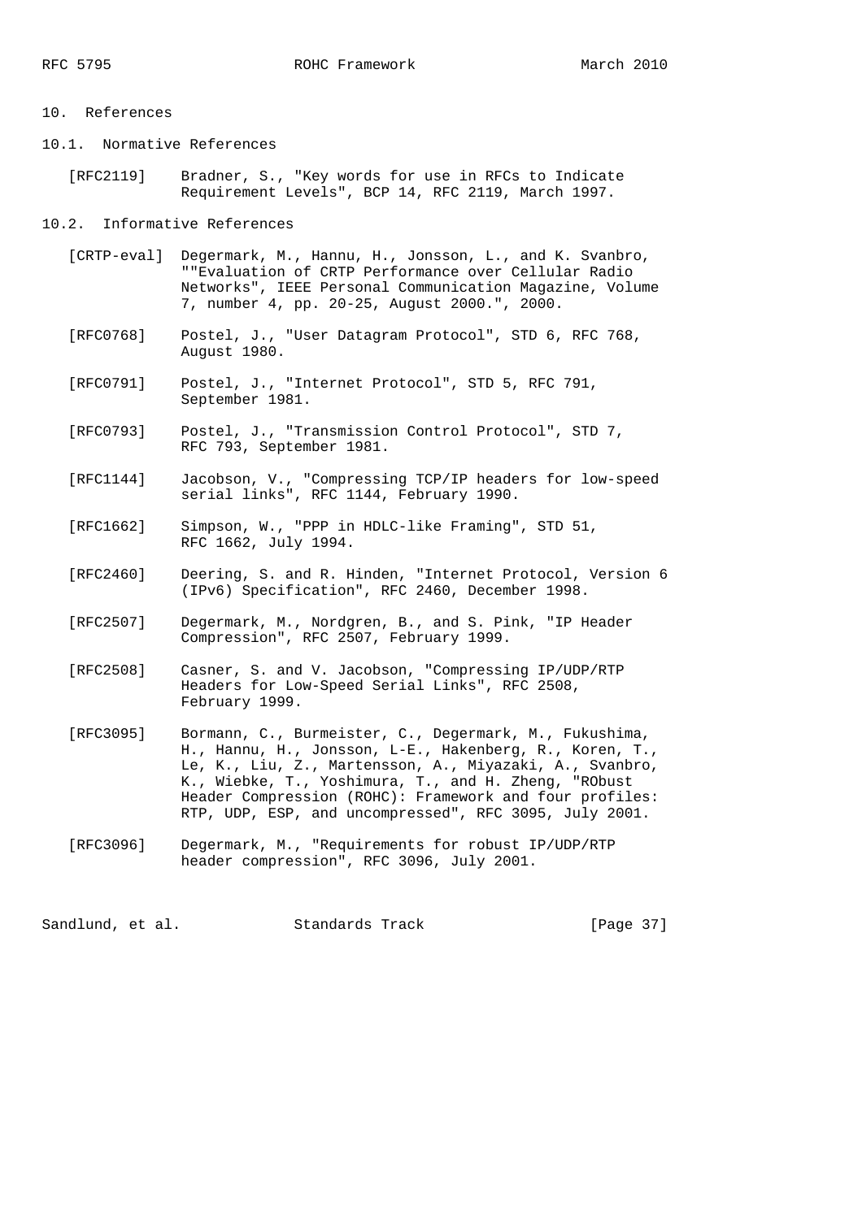# 10. References

## 10.1. Normative References

[RFC2119] Bradner, S., "Key words for use in RFCs to Indicate Requirement Levels", BCP 14, RFC 2119, March 1997.

## 10.2. Informative References

[CRTP-eval] Degermark, M., Hannu, H., Jonsson, L., and K. Svanbro, ""Evaluation of CRTP Performance over Cellular Radio Networks", IEEE Personal Communication Magazine, Volume 7, number 4, pp. 20-25, August 2000.", 2000.

[RFC0768] Postel, J., "User Datagram Protocol", STD 6, RFC 768, August 1980.

[RFC0791] Postel, J., "Internet Protocol", STD 5, RFC 791, September 1981.

[RFC0793] Postel, J., "Transmission Control Protocol", STD 7, RFC 793, September 1981.

[RFC1144] Jacobson, V., "Compressing TCP/IP headers for low-speed serial links", RFC 1144, February 1990.

[RFC1662] Simpson, W., "PPP in HDLC-like Framing", STD 51, RFC 1662, July 1994.

[RFC2460] Deering, S. and R. Hinden, "Internet Protocol, Version 6 (IPv6) Specification", RFC 2460, December 1998.

[RFC2507] Degermark, M., Nordgren, B., and S. Pink, "IP Header Compression", RFC 2507, February 1999.

[RFC2508] Casner, S. and V. Jacobson, "Compressing IP/UDP/RTP Headers for Low-Speed Serial Links", RFC 2508, February 1999.

[RFC3095] Bormann, C., Burmeister, C., Degermark, M., Fukushima, H., Hannu, H., Jonsson, L-E., Hakenberg, R., Koren, T., Le, K., Liu, Z., Martensson, A., Miyazaki, A., Svanbro, K., Wiebke, T., Yoshimura, T., and H. Zheng, "RObust Header Compression (ROHC): Framework and four profiles: RTP, UDP, ESP, and uncompressed", RFC 3095, July 2001.

[RFC3096] Degermark, M., "Requirements for robust IP/UDP/RTP header compression", RFC 3096, July 2001.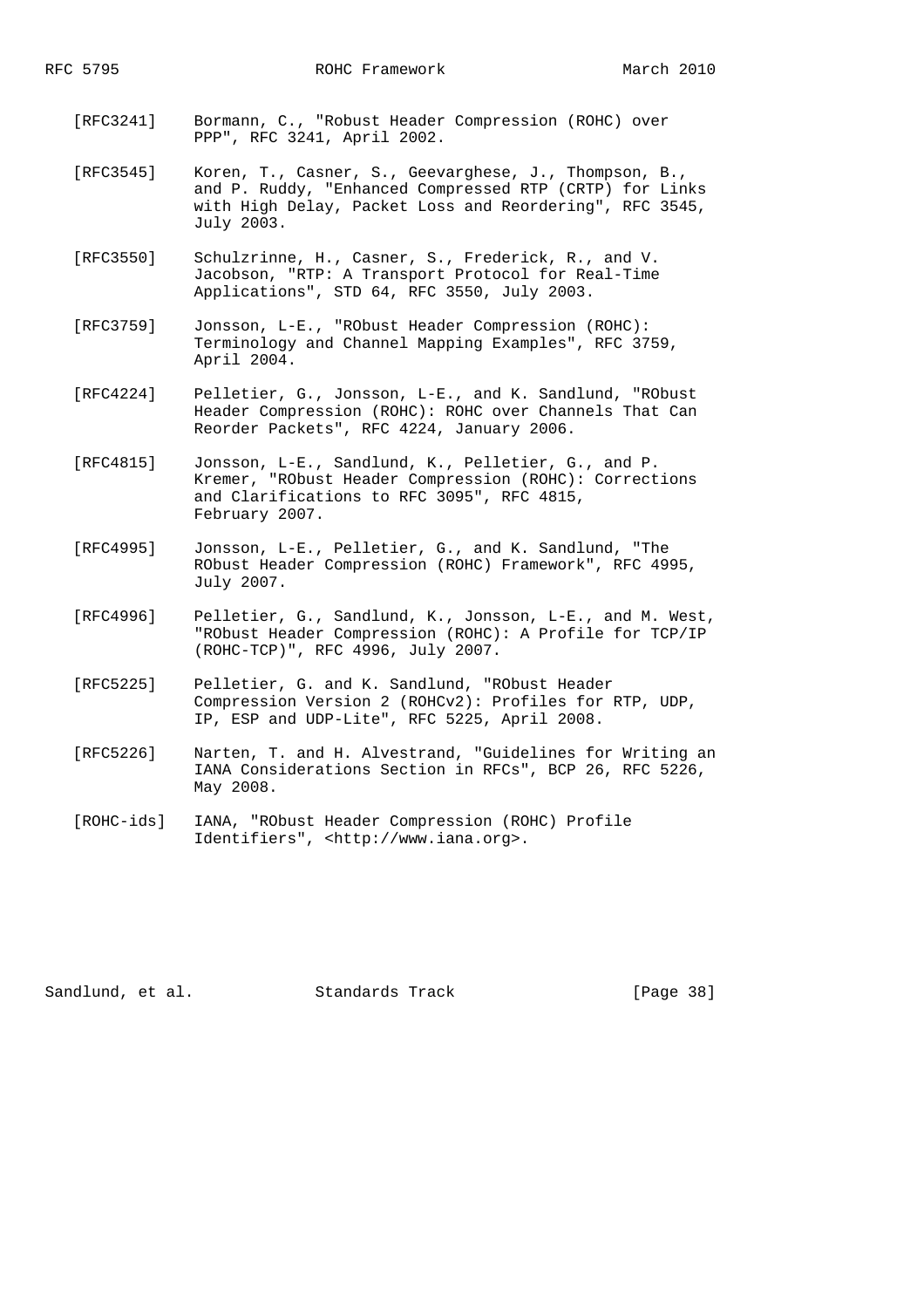[RFC3241] Bormann, C., "Robust Header Compression (ROHC) over PPP", RFC 3241, April 2002.

[RFC3545] Koren, T., Casner, S., Geevarghese, J., Thompson, B., and P. Ruddy, "Enhanced Compressed RTP (CRTP) for Links with High Delay, Packet Loss and Reordering", RFC 3545, July 2003.

[RFC3550] Schulzrinne, H., Casner, S., Frederick, R., and V. Jacobson, "RTP: A Transport Protocol for Real-Time Applications", STD 64, RFC 3550, July 2003.

[RFC3759] Jonsson, L-E., "RObust Header Compression (ROHC): Terminology and Channel Mapping Examples", RFC 3759, April 2004.

[RFC4224] Pelletier, G., Jonsson, L-E., and K. Sandlund, "RObust Header Compression (ROHC): ROHC over Channels That Can Reorder Packets", RFC 4224, January 2006.

[RFC4815] Jonsson, L-E., Sandlund, K., Pelletier, G., and P. Kremer, "RObust Header Compression (ROHC): Corrections and Clarifications to RFC 3095", RFC 4815, February 2007.

[RFC4995] Jonsson, L-E., Pelletier, G., and K. Sandlund, "The RObust Header Compression (ROHC) Framework", RFC 4995, July 2007.

[RFC4996] Pelletier, G., Sandlund, K., Jonsson, L-E., and M. West, "RObust Header Compression (ROHC): A Profile for TCP/IP (ROHC-TCP)", RFC 4996, July 2007.

[RFC5225] Pelletier, G. and K. Sandlund, "RObust Header Compression Version 2 (ROHCv2): Profiles for RTP, UDP, IP, ESP and UDP-Lite", RFC 5225, April 2008.

[RFC5226] Narten, T. and H. Alvestrand, "Guidelines for Writing an IANA Considerations Section in RFCs", BCP 26, RFC 5226, May 2008.

[ROHC-ids] IANA, "RObust Header Compression (ROHC) Profile Identifiers", <http://www.iana.org>.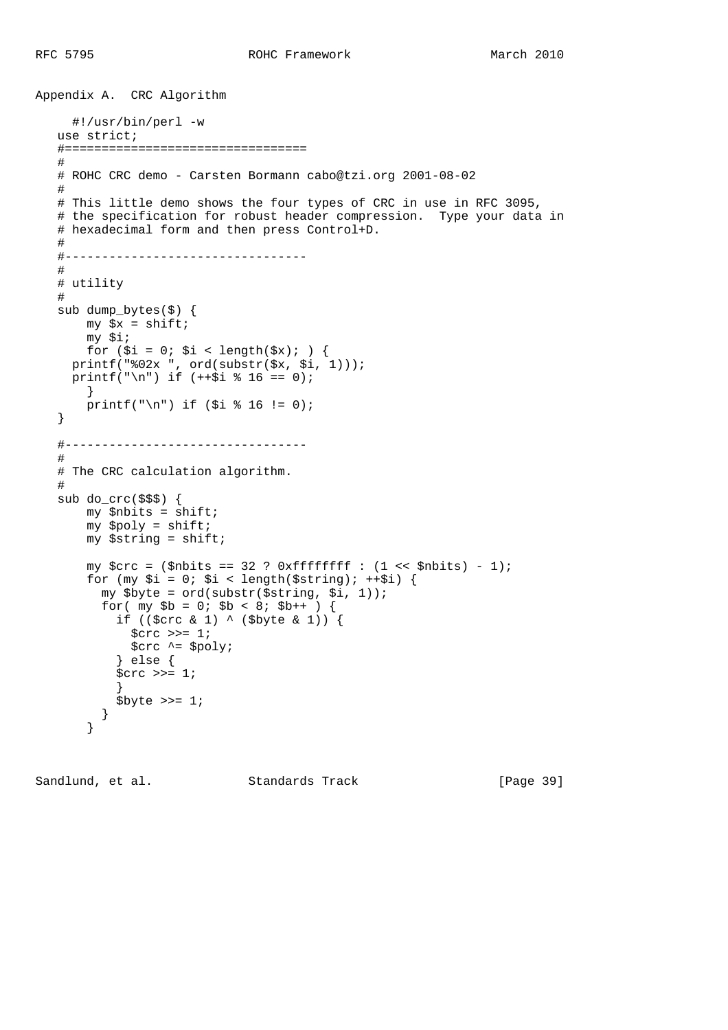## Appendix A. CRC Algorithm

```
  #!/usr/bin/perl -w
use strict;
#=================================
#
# ROHC CRC demo - Carsten Bormann cabo@tzi.org 2001-08-02
#
# This little demo shows the four types of CRC in use in RFC 3095,
# the specification for robust header compression.  Type your data in
# hexadecimal form and then press Control+D.
#
#---------------------------------
#
# utility
#
sub dump_bytes($) {
    my $x = shift;
    my $i;
    for ($i = 0; $i < length($x); ) {
  printf("%02x ", ord(substr($x, $i, 1)));
  printf("\n") if (++$i % 16 == 0);
    }
    printf("\n") if ($i % 16 != 0);
}

#---------------------------------
#
# The CRC calculation algorithm.
#
sub do_crc($$$) {
    my $nbits = shift;
    my $poly = shift;
    my $string = shift;

    my $crc = ($nbits == 32 ? 0xffffffff : (1 << $nbits) - 1);
    for (my $i = 0; $i < length($string); ++$i) {
      my $byte = ord(substr($string, $i, 1));
      for( my $b = 0; $b < 8; $b++ ) {
        if (($crc & 1) ^ ($byte & 1)) {
          $crc >>= 1;
          $crc ^= $poly;
        } else {
        $crc >>= 1;
        }
        $byte >>= 1;
      }
    }
```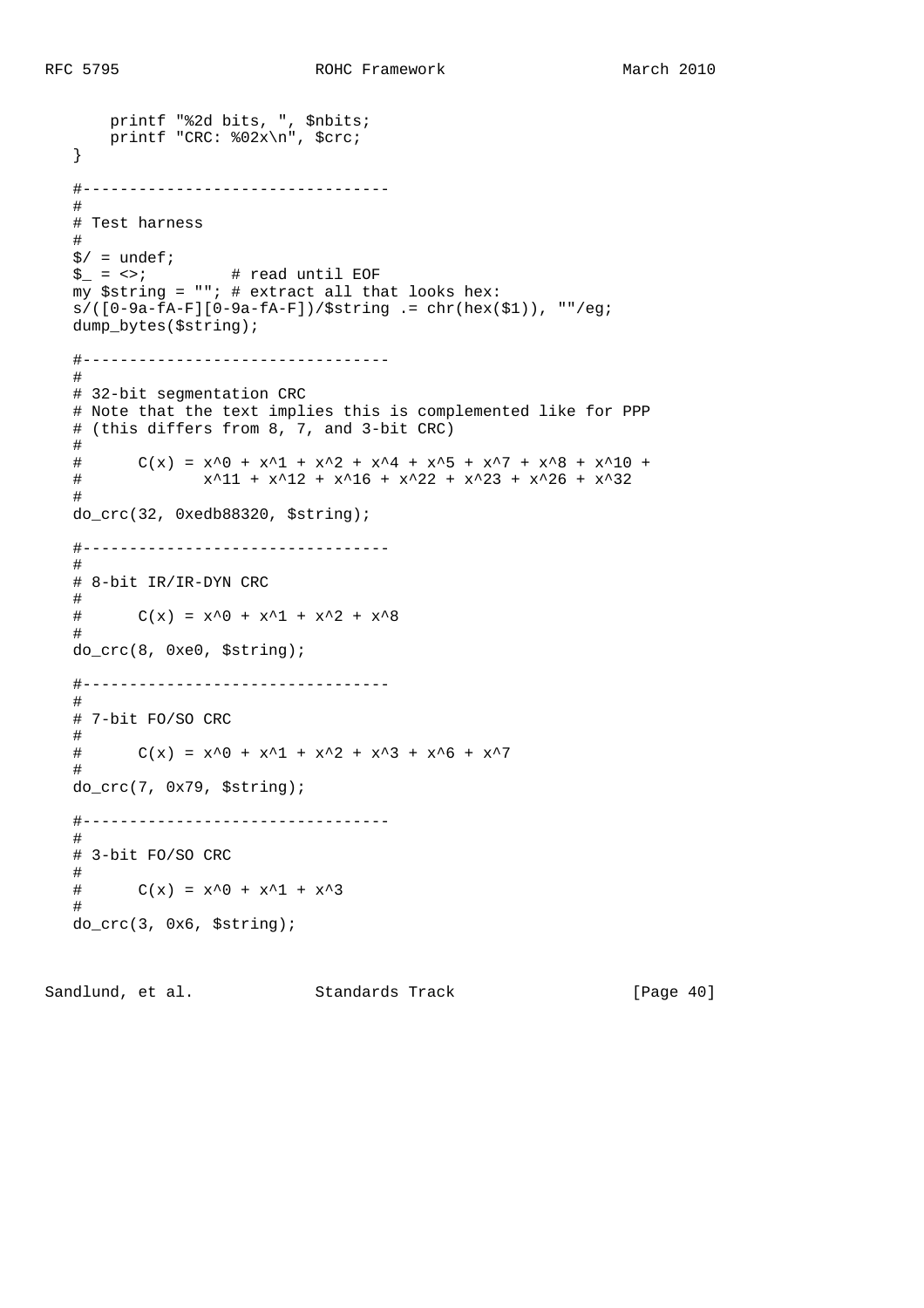```
       printf "%2d bits, ", $nbits;
       printf "CRC: %02x\n", $crc;
   }

   #---------------------------------
   #
   # Test harness
   #
   $/ = undef;
   $_ = <>;         # read until EOF
   my $string = ""; # extract all that looks hex:
   s/([0-9a-fA-F][0-9a-fA-F])/$string .= chr(hex($1)), ""/eg;
   dump_bytes($string);

   #---------------------------------
   #
   # 32-bit segmentation CRC
   # Note that the text implies this is complemented like for PPP
   # (this differs from 8, 7, and 3-bit CRC)
   #
   #      C(x) = x^0 + x^1 + x^2 + x^4 + x^5 + x^7 + x^8 + x^10 +
   #             x^11 + x^12 + x^16 + x^22 + x^23 + x^26 + x^32
   #
   do_crc(32, 0xedb88320, $string);

   #---------------------------------
   #
   # 8-bit IR/IR-DYN CRC
   #
   #      C(x) = x^0 + x^1 + x^2 + x^8
   #
   do_crc(8, 0xe0, $string);

   #---------------------------------
   #
   # 7-bit FO/SO CRC
   #
   #      C(x) = x^0 + x^1 + x^2 + x^3 + x^6 + x^7
   #
   do_crc(7, 0x79, $string);

   #---------------------------------
   #
   # 3-bit FO/SO CRC
   #
   #      C(x) = x^0 + x^1 + x^3
   #
   do_crc(3, 0x6, $string);
```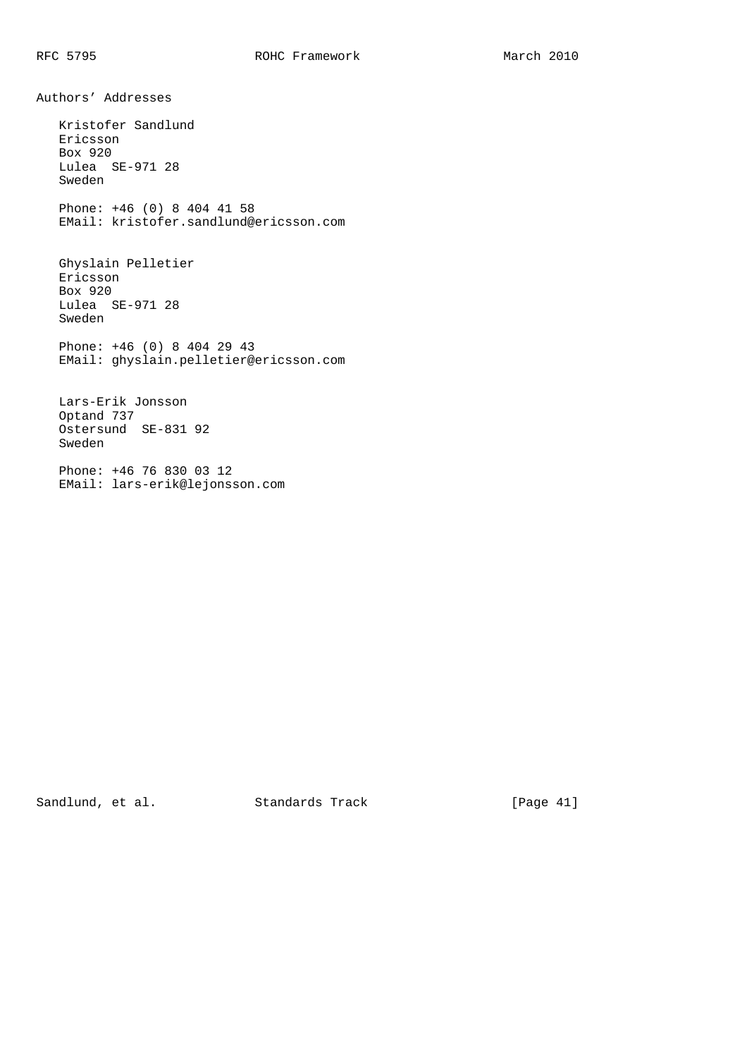# Authors' Addresses

Kristofer Sandlund
Ericsson
Box 920
Lulea  SE-971 28
Sweden

Phone: +46 (0) 8 404 41 58
EMail: kristofer.sandlund@ericsson.com

Ghyslain Pelletier
Ericsson
Box 920
Lulea  SE-971 28
Sweden

Phone: +46 (0) 8 404 29 43
EMail: ghyslain.pelletier@ericsson.com

Lars-Erik Jonsson
Optand 737
Ostersund  SE-831 92
Sweden

Phone: +46 76 830 03 12
EMail: lars-erik@lejonsson.com